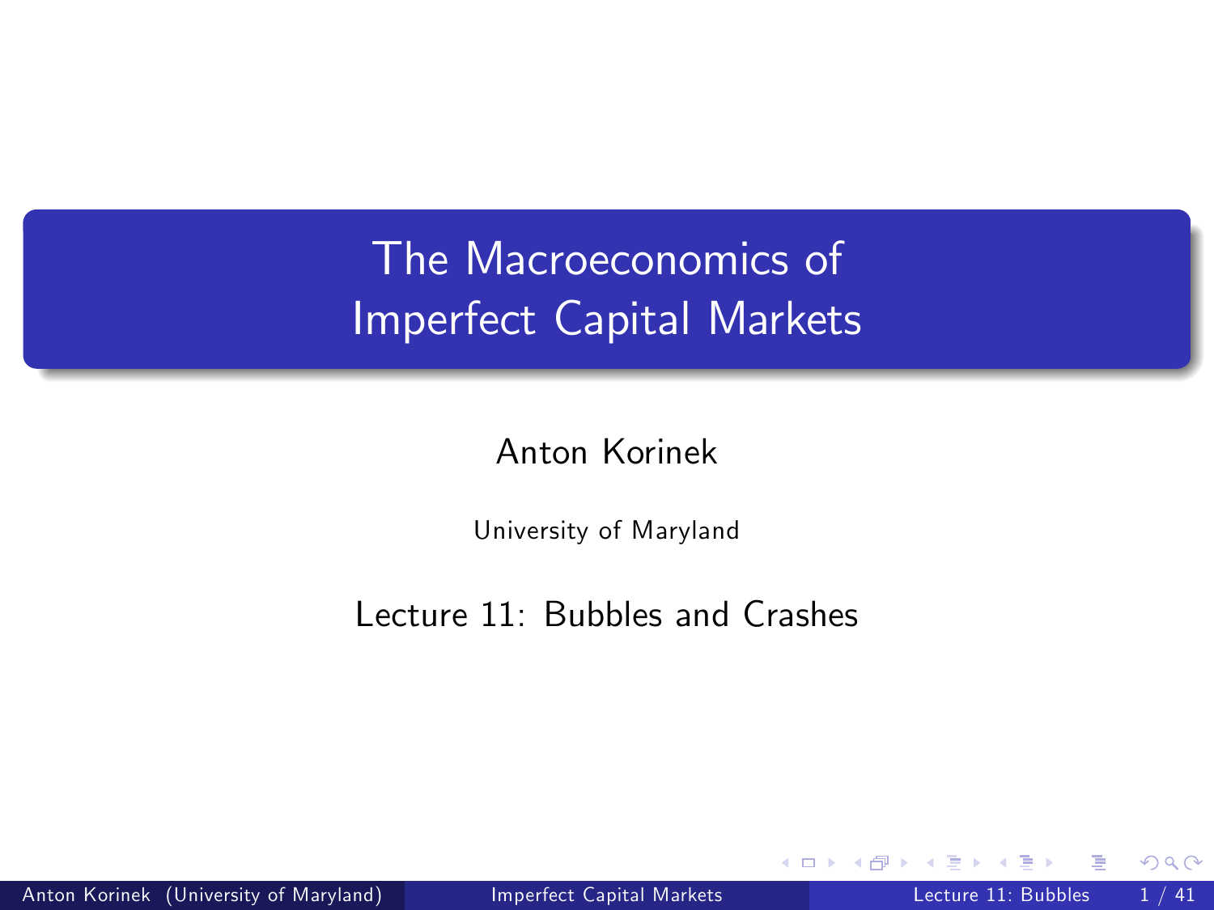# The Macroeconomics of Imperfect Capital Markets

Anton Korinek

University of Maryland

Lecture 11: Bubbles and Crashes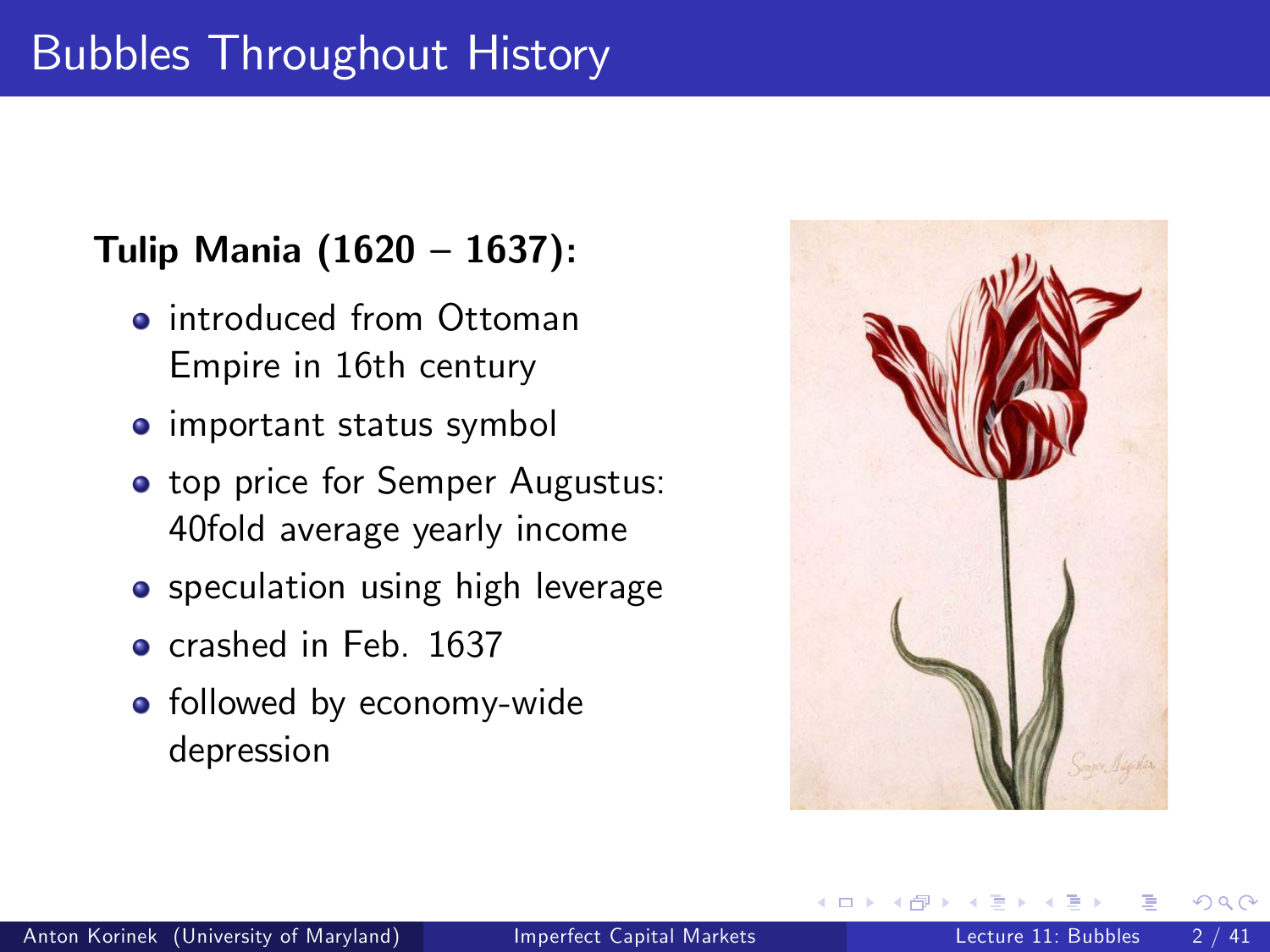# Bubbles Throughout History

**Tulip Mania (1620 – 1637):**

- introduced from Ottoman Empire in 16th century
- important status symbol
- top price for Semper Augustus: 40fold average yearly income
- speculation using high leverage
- crashed in Feb. 1637
- followed by economy-wide depression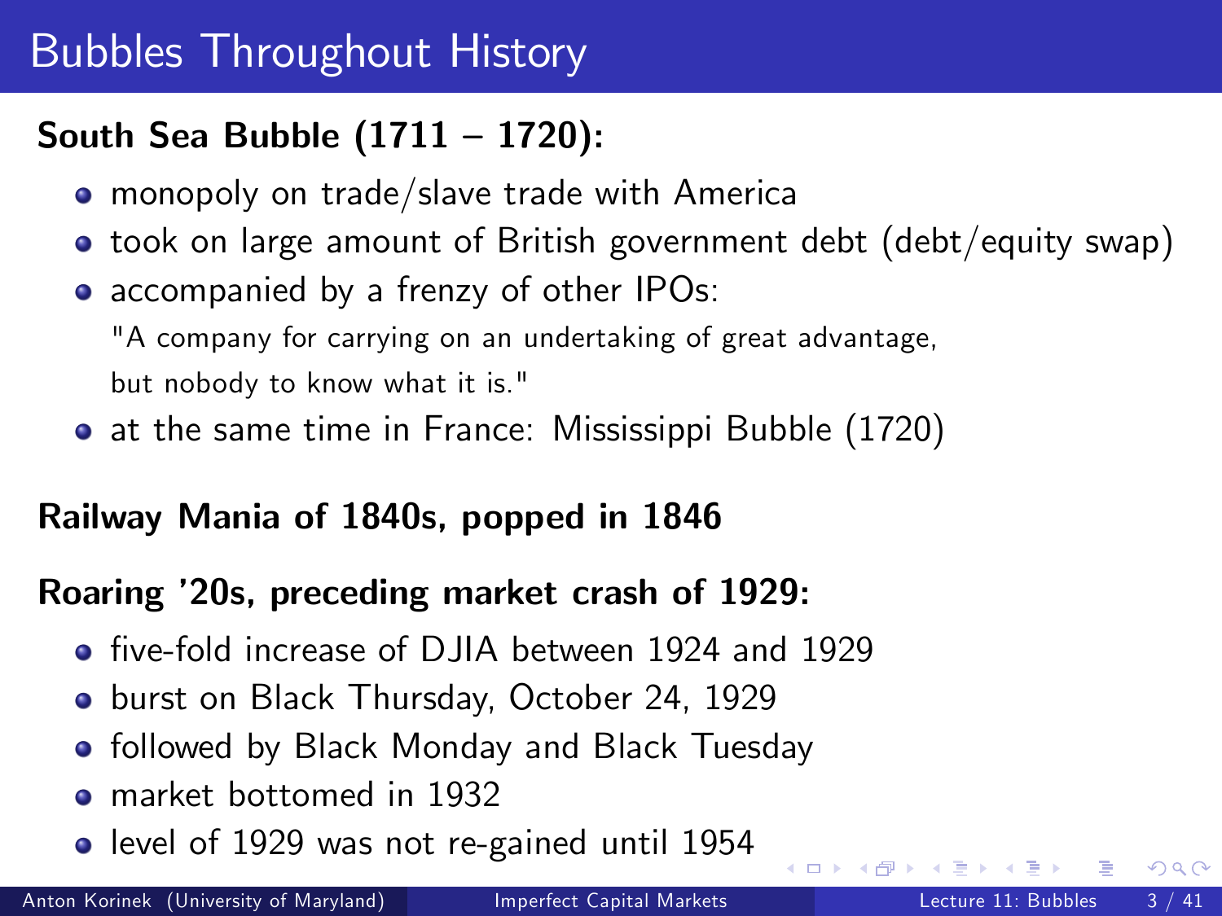# Bubbles Throughout History

**South Sea Bubble (1711 – 1720):**

- monopoly on trade/slave trade with America
- took on large amount of British government debt (debt/equity swap)
- accompanied by a frenzy of other IPOs:
  "A company for carrying on an undertaking of great advantage, but nobody to know what it is."
- at the same time in France: Mississippi Bubble (1720)

**Railway Mania of 1840s, popped in 1846**

**Roaring '20s, preceding market crash of 1929:**

- five-fold increase of DJIA between 1924 and 1929
- burst on Black Thursday, October 24, 1929
- followed by Black Monday and Black Tuesday
- market bottomed in 1932
- level of 1929 was not re-gained until 1954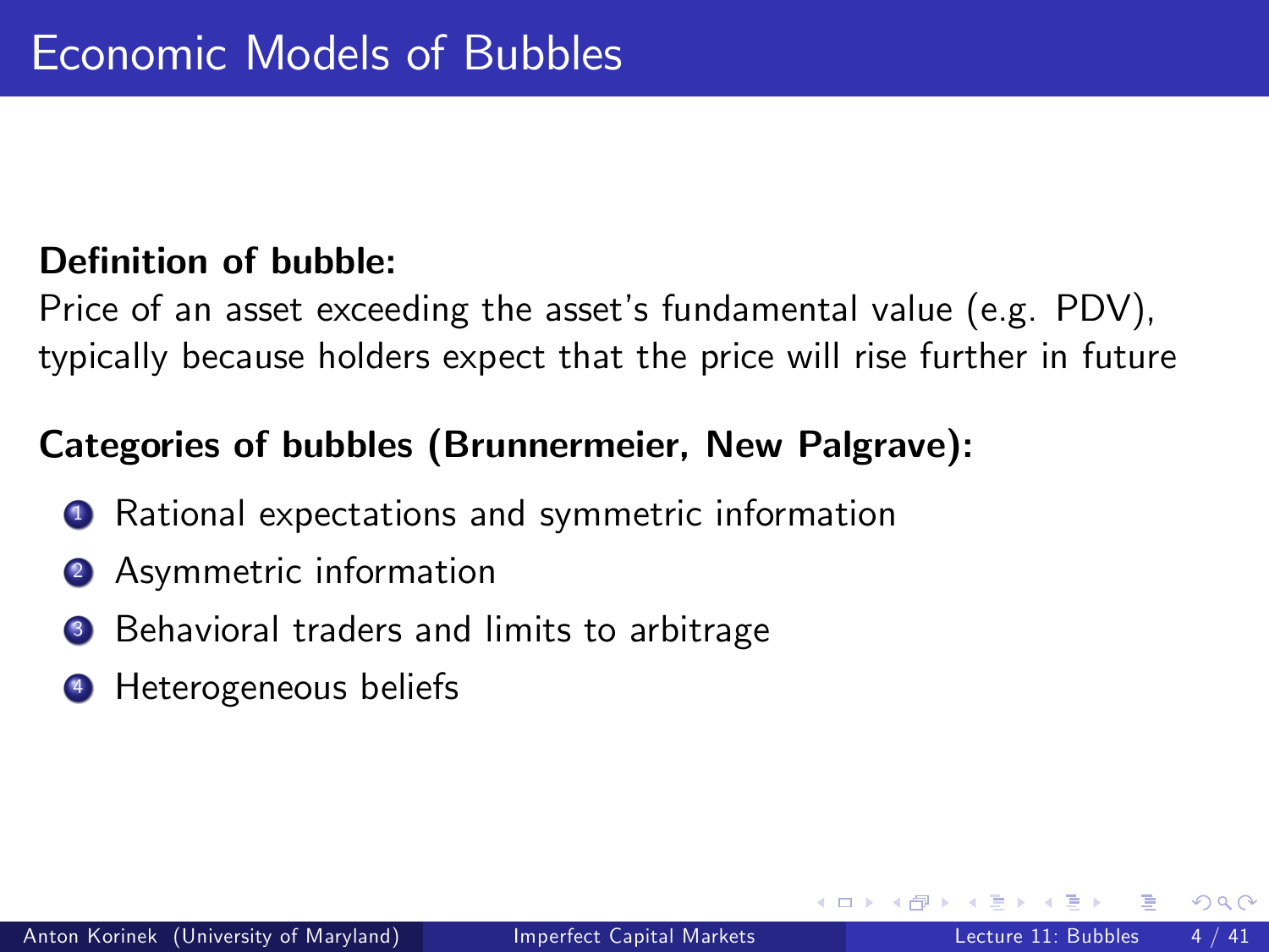# Economic Models of Bubbles

**Definition of bubble:**

Price of an asset exceeding the asset's fundamental value (e.g. PDV), typically because holders expect that the price will rise further in future

**Categories of bubbles (Brunnermeier, New Palgrave):**

1. Rational expectations and symmetric information
2. Asymmetric information
3. Behavioral traders and limits to arbitrage
4. Heterogeneous beliefs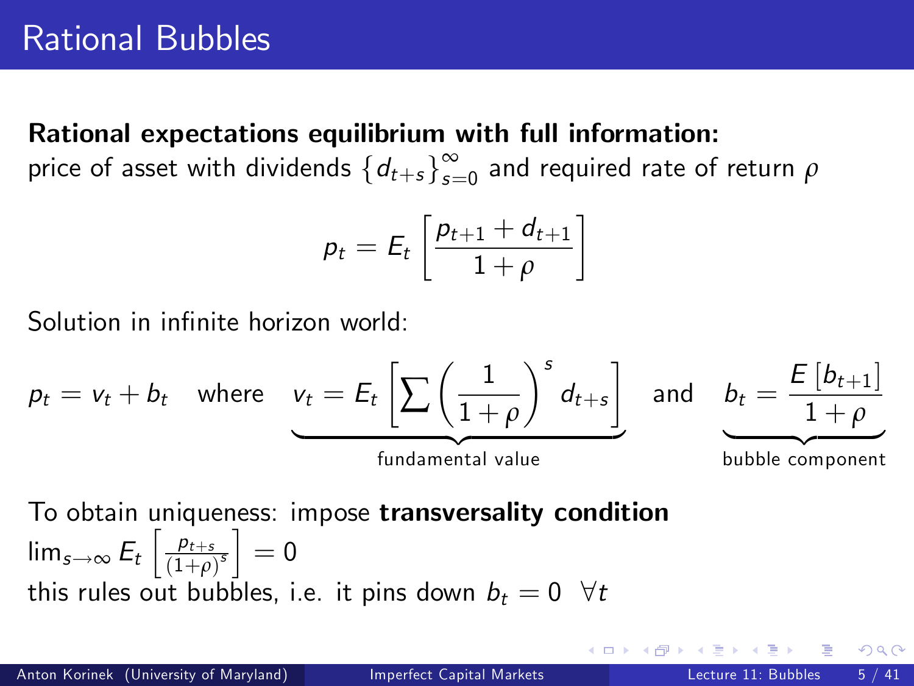# Rational Bubbles

**Rational expectations equilibrium with full information:**
price of asset with dividends $\{d_{t+s}\}_{s=0}^{\infty}$ and required rate of return $\rho$

$$p_t = E_t \left[ \frac{p_{t+1} + d_{t+1}}{1+\rho} \right]$$

Solution in infinite horizon world:

$$p_t = v_t + b_t \quad \text{where} \quad \underbrace{v_t = E_t \left[ \sum \left( \frac{1}{1+\rho} \right)^s d_{t+s} \right]}_{\text{fundamental value}} \quad \text{and} \quad \underbrace{b_t = \frac{E\left[b_{t+1}\right]}{1+\rho}}_{\text{bubble component}}$$

To obtain uniqueness: impose **transversality condition**
$\lim_{s\to\infty} E_t \left[ \frac{p_{t+s}}{(1+\rho)^s} \right] = 0$
this rules out bubbles, i.e. it pins down $b_t = 0 \ \ \forall t$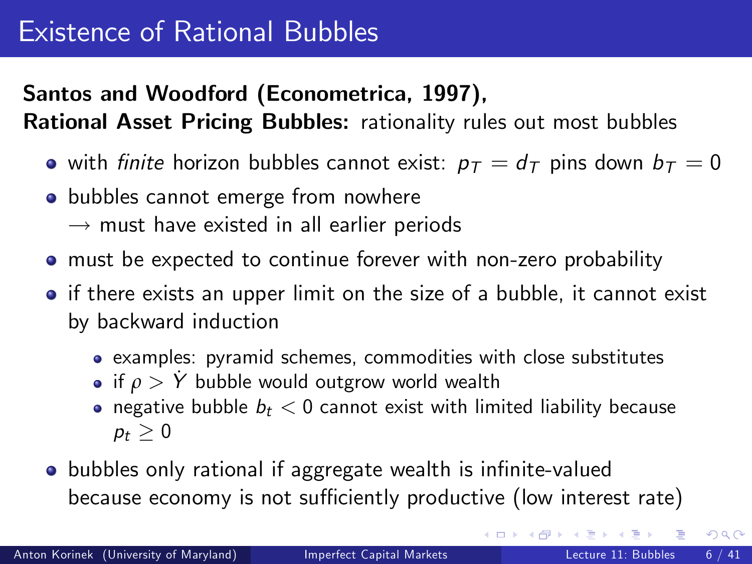# Existence of Rational Bubbles

**Santos and Woodford (Econometrica, 1997),**
**Rational Asset Pricing Bubbles:** rationality rules out most bubbles

- with *finite* horizon bubbles cannot exist: $p_T = d_T$ pins down $b_T = 0$
- bubbles cannot emerge from nowhere
  $\rightarrow$ must have existed in all earlier periods
- must be expected to continue forever with non-zero probability
- if there exists an upper limit on the size of a bubble, it cannot exist by backward induction
  - examples: pyramid schemes, commodities with close substitutes
  - if $\rho > \dot{Y}$ bubble would outgrow world wealth
  - negative bubble $b_t < 0$ cannot exist with limited liability because $p_t \geq 0$
- bubbles only rational if aggregate wealth is infinite-valued because economy is not sufficiently productive (low interest rate)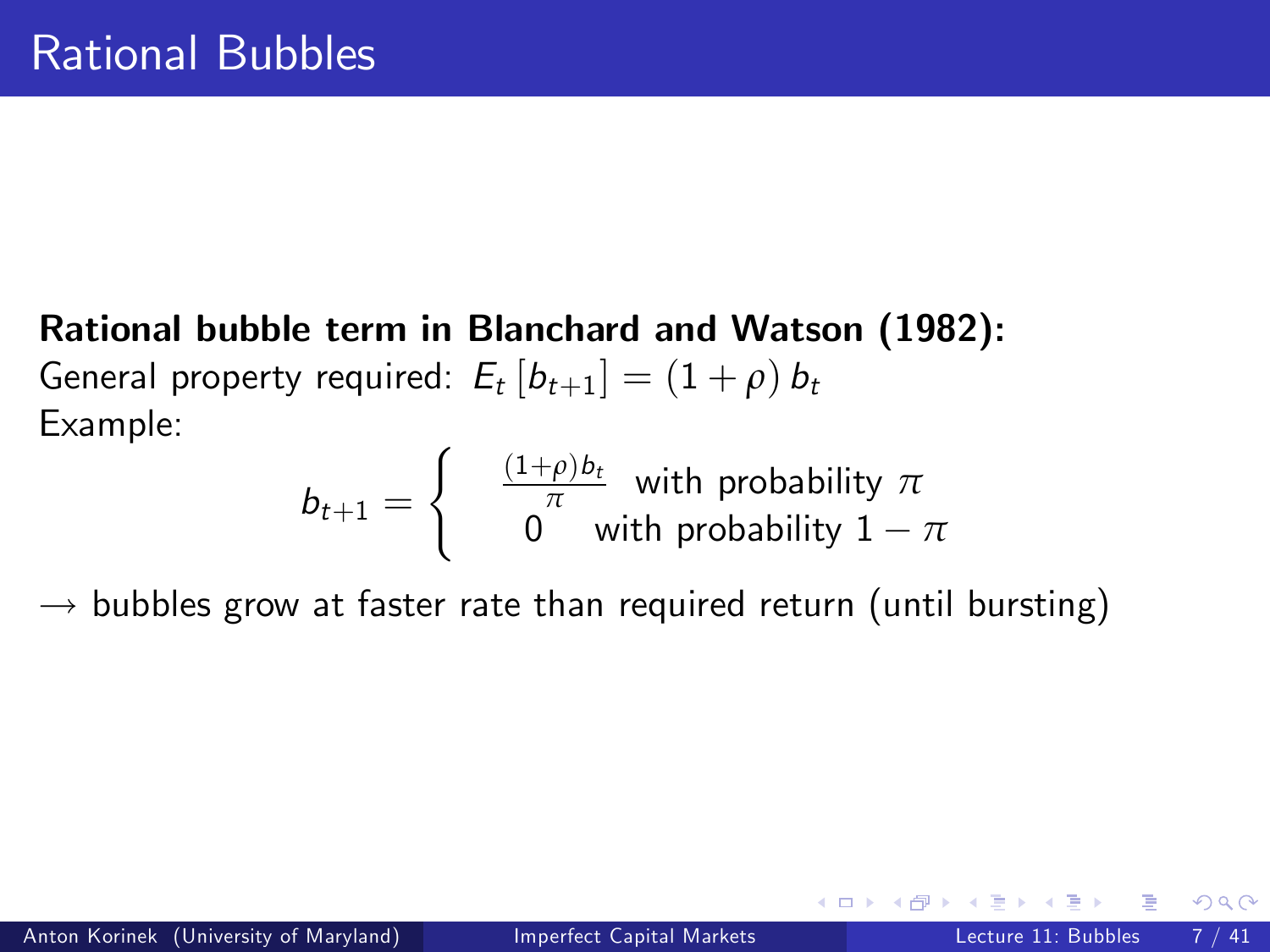# Rational Bubbles

**Rational bubble term in Blanchard and Watson (1982):**

General property required: $E_t\left[b_{t+1}\right] = (1+\rho)\, b_t$

Example:

$$b_{t+1} = \begin{cases} \frac{(1+\rho)b_t}{\pi} & \text{with probability } \pi \\ 0 & \text{with probability } 1-\pi \end{cases}$$

$\rightarrow$ bubbles grow at faster rate than required return (until bursting)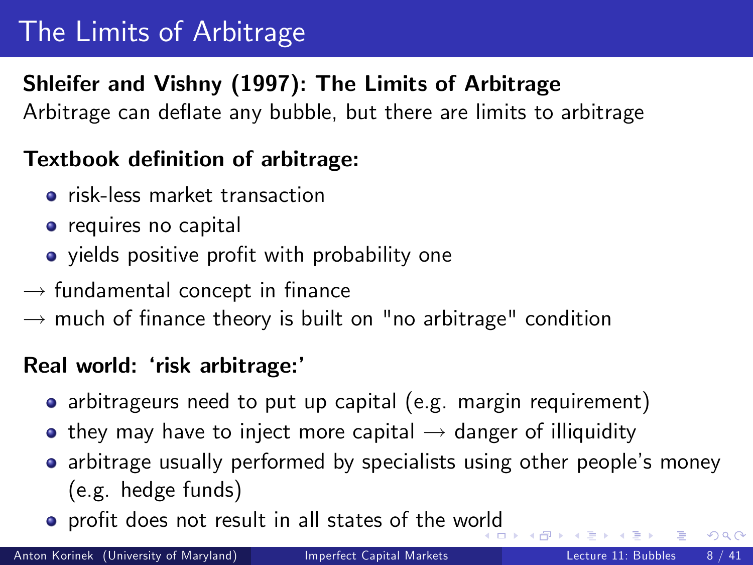# The Limits of Arbitrage

**Shleifer and Vishny (1997): The Limits of Arbitrage**
Arbitrage can deflate any bubble, but there are limits to arbitrage

**Textbook definition of arbitrage:**

- risk-less market transaction
- requires no capital
- yields positive profit with probability one

→ fundamental concept in finance
→ much of finance theory is built on "no arbitrage" condition

**Real world: 'risk arbitrage:'**

- arbitrageurs need to put up capital (e.g. margin requirement)
- they may have to inject more capital → danger of illiquidity
- arbitrage usually performed by specialists using other people's money (e.g. hedge funds)
- profit does not result in all states of the world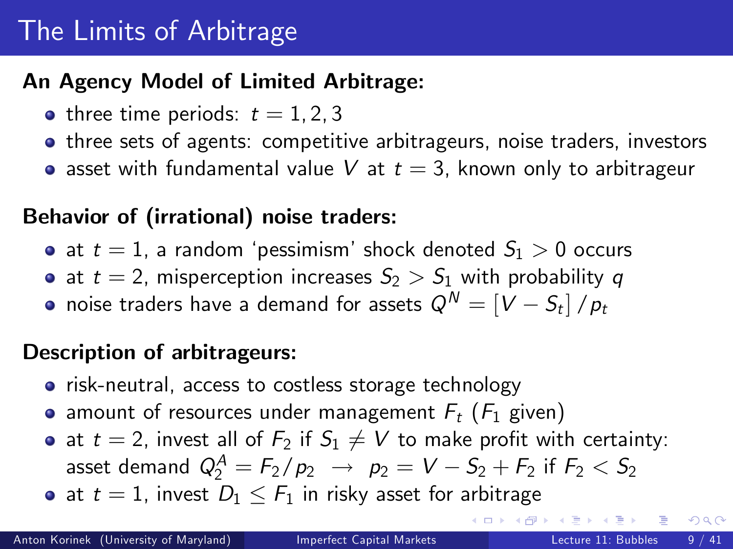# The Limits of Arbitrage

**An Agency Model of Limited Arbitrage:**

- three time periods: $t = 1, 2, 3$
- three sets of agents: competitive arbitrageurs, noise traders, investors
- asset with fundamental value $V$ at $t = 3$, known only to arbitrageur

**Behavior of (irrational) noise traders:**

- at $t = 1$, a random 'pessimism' shock denoted $S_1 > 0$ occurs
- at $t = 2$, misperception increases $S_2 > S_1$ with probability $q$
- noise traders have a demand for assets $Q^N = [V - S_t] / p_t$

**Description of arbitrageurs:**

- risk-neutral, access to costless storage technology
- amount of resources under management $F_t$ ($F_1$ given)
- at $t = 2$, invest all of $F_2$ if $S_1 \neq V$ to make profit with certainty: asset demand $Q_2^A = F_2 / p_2 \;\rightarrow\; p_2 = V - S_2 + F_2$ if $F_2 < S_2$
- at $t = 1$, invest $D_1 \leq F_1$ in risky asset for arbitrage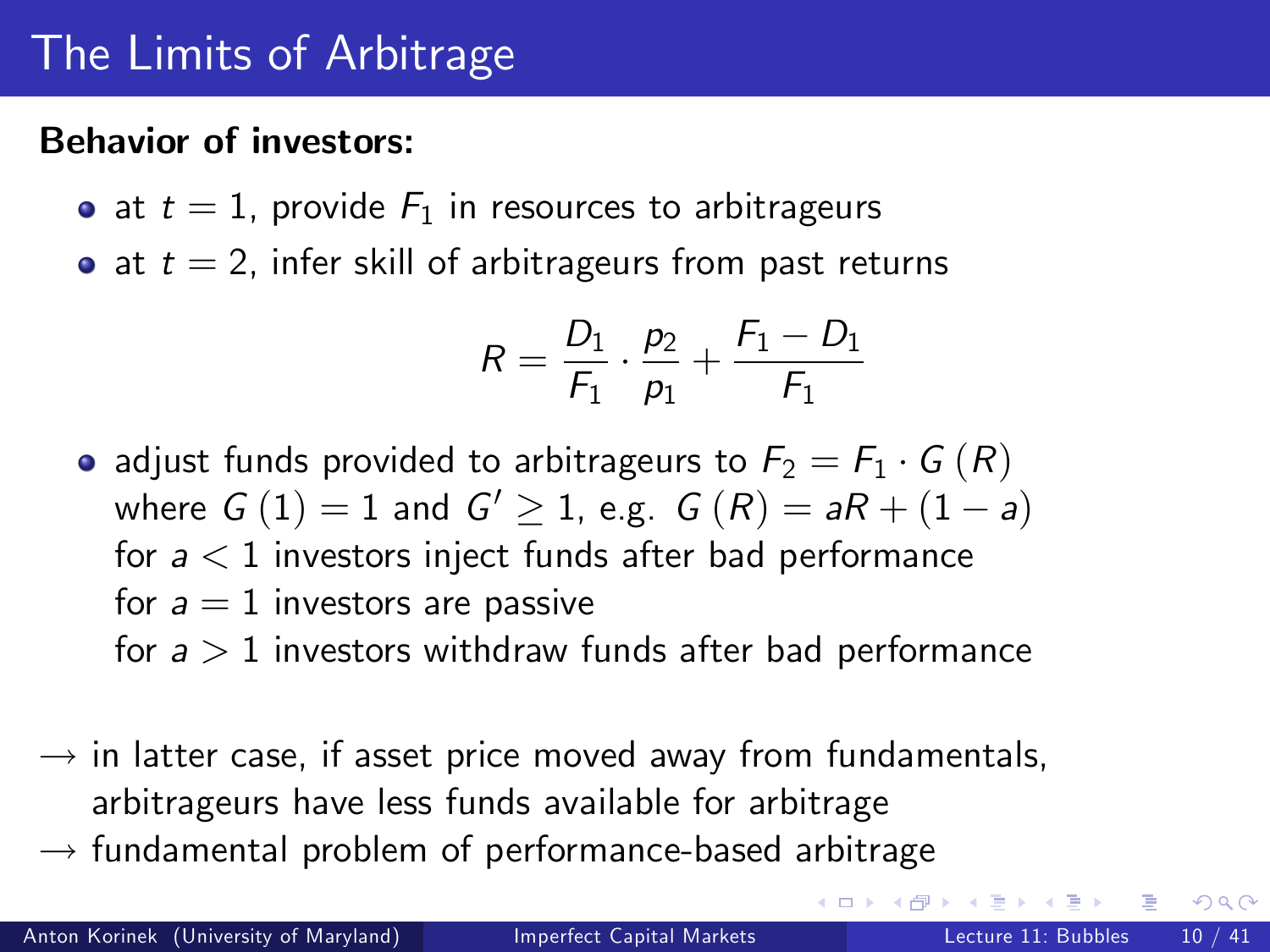# The Limits of Arbitrage

**Behavior of investors:**

- at $t = 1$, provide $F_1$ in resources to arbitrageurs
- at $t = 2$, infer skill of arbitrageurs from past returns

$$R = \frac{D_1}{F_1} \cdot \frac{p_2}{p_1} + \frac{F_1 - D_1}{F_1}$$

- adjust funds provided to arbitrageurs to $F_2 = F_1 \cdot G(R)$ where $G(1) = 1$ and $G' \geq 1$, e.g. $G(R) = aR + (1 - a)$
  for $a < 1$ investors inject funds after bad performance
  for $a = 1$ investors are passive
  for $a > 1$ investors withdraw funds after bad performance

$\rightarrow$ in latter case, if asset price moved away from fundamentals, arbitrageurs have less funds available for arbitrage

$\rightarrow$ fundamental problem of performance-based arbitrage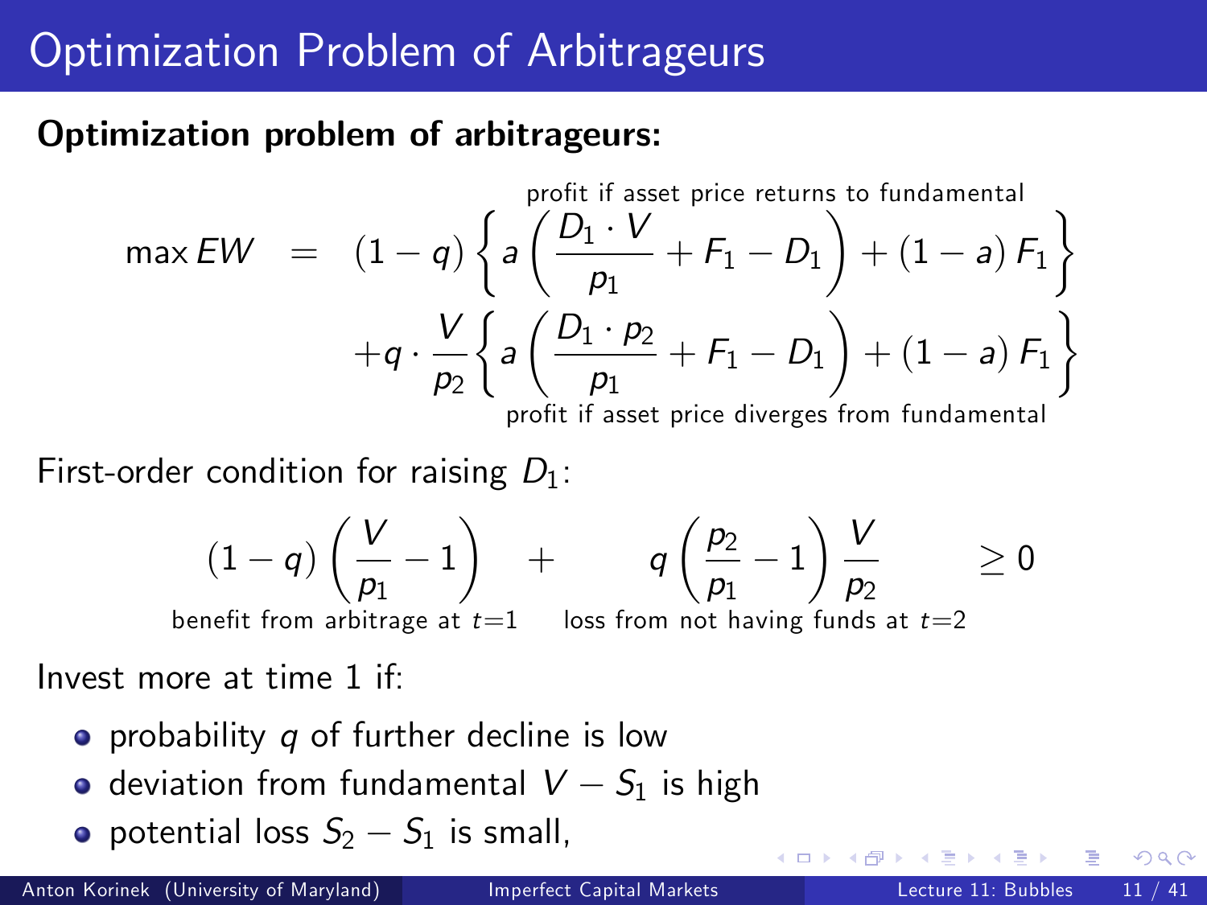# Optimization Problem of Arbitrageurs

**Optimization problem of arbitrageurs:**

$$
\begin{aligned}
\max EW \;=\; & (1-q)\overbrace{\left\{ a\left(\frac{D_1 \cdot V}{p_1} + F_1 - D_1\right) + (1-a)\,F_1 \right\}}^{\text{profit if asset price returns to fundamental}} \\
& + q \cdot \frac{V}{p_2} \underbrace{\left\{ a\left(\frac{D_1 \cdot p_2}{p_1} + F_1 - D_1\right) + (1-a)\,F_1 \right\}}_{\text{profit if asset price diverges from fundamental}}
\end{aligned}
$$

First-order condition for raising $D_1$:

$$
\underbrace{(1-q)\left(\frac{V}{p_1} - 1\right)}_{\text{benefit from arbitrage at } t=1} \quad + \quad \underbrace{q\left(\frac{p_2}{p_1} - 1\right)\frac{V}{p_2}}_{\text{loss from not having funds at } t=2} \quad \geq 0
$$

Invest more at time 1 if:

- probability $q$ of further decline is low
- deviation from fundamental $V - S_1$ is high
- potential loss $S_2 - S_1$ is small,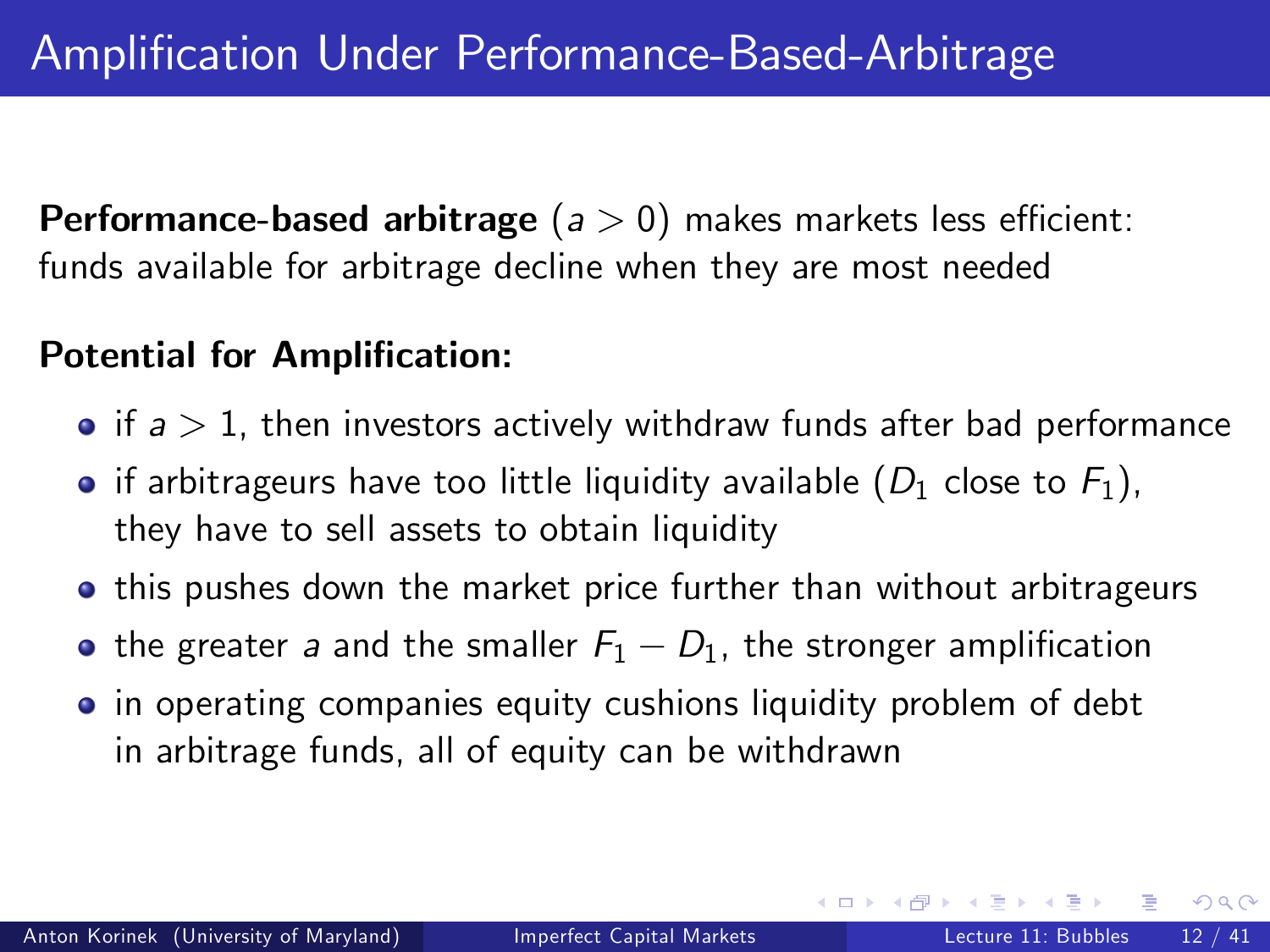# Amplification Under Performance-Based-Arbitrage

**Performance-based arbitrage** ($a > 0$) makes markets less efficient: funds available for arbitrage decline when they are most needed

**Potential for Amplification:**

- if $a > 1$, then investors actively withdraw funds after bad performance
- if arbitrageurs have too little liquidity available ($D_1$ close to $F_1$), they have to sell assets to obtain liquidity
- this pushes down the market price further than without arbitrageurs
- the greater $a$ and the smaller $F_1 - D_1$, the stronger amplification
- in operating companies equity cushions liquidity problem of debt in arbitrage funds, all of equity can be withdrawn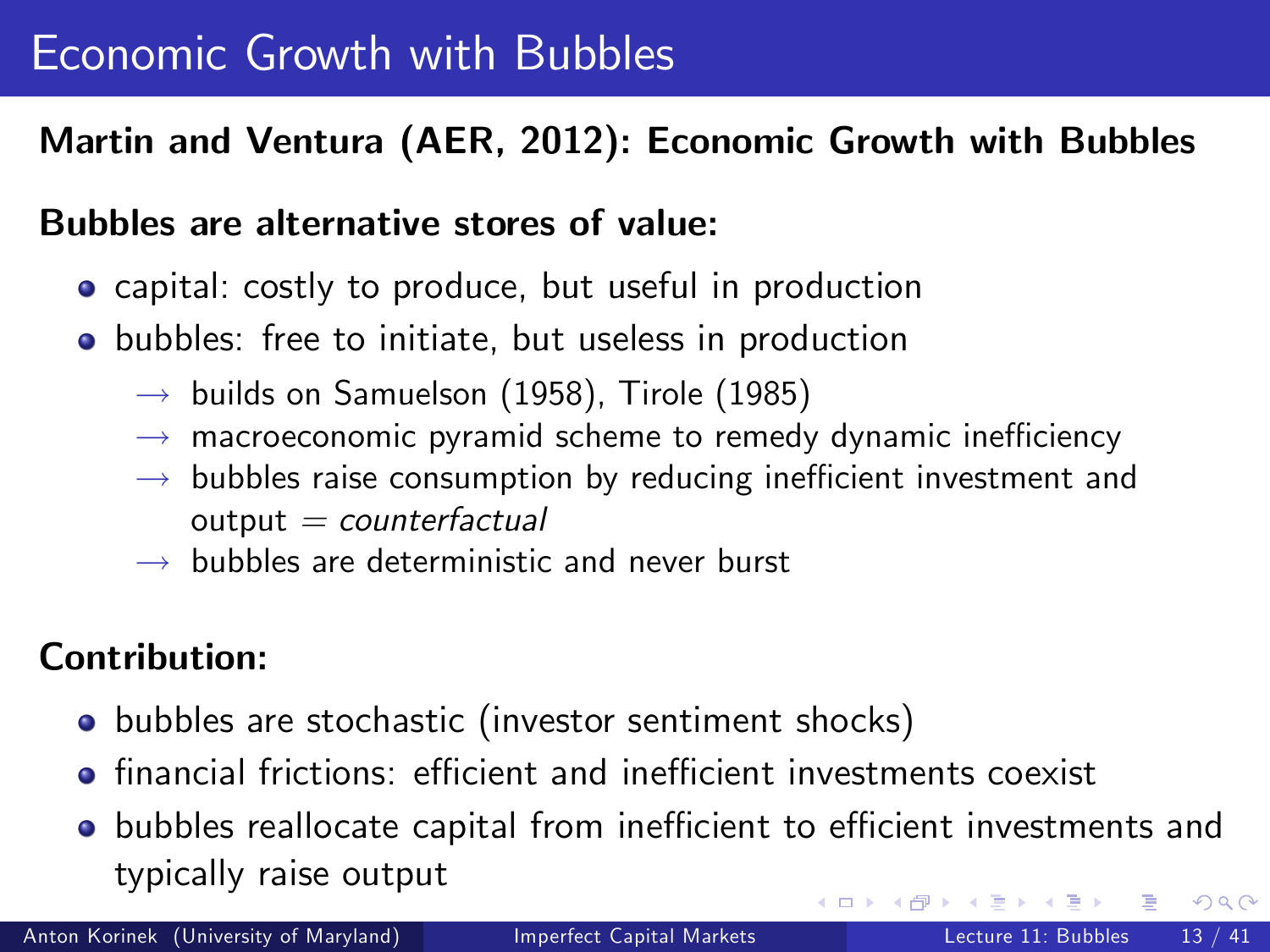# Economic Growth with Bubbles

**Martin and Ventura (AER, 2012): Economic Growth with Bubbles**

**Bubbles are alternative stores of value:**

- capital: costly to produce, but useful in production
- bubbles: free to initiate, but useless in production
  - → builds on Samuelson (1958), Tirole (1985)
  - → macroeconomic pyramid scheme to remedy dynamic inefficiency
  - → bubbles raise consumption by reducing inefficient investment and output = *counterfactual*
  - → bubbles are deterministic and never burst

**Contribution:**

- bubbles are stochastic (investor sentiment shocks)
- financial frictions: efficient and inefficient investments coexist
- bubbles reallocate capital from inefficient to efficient investments and typically raise output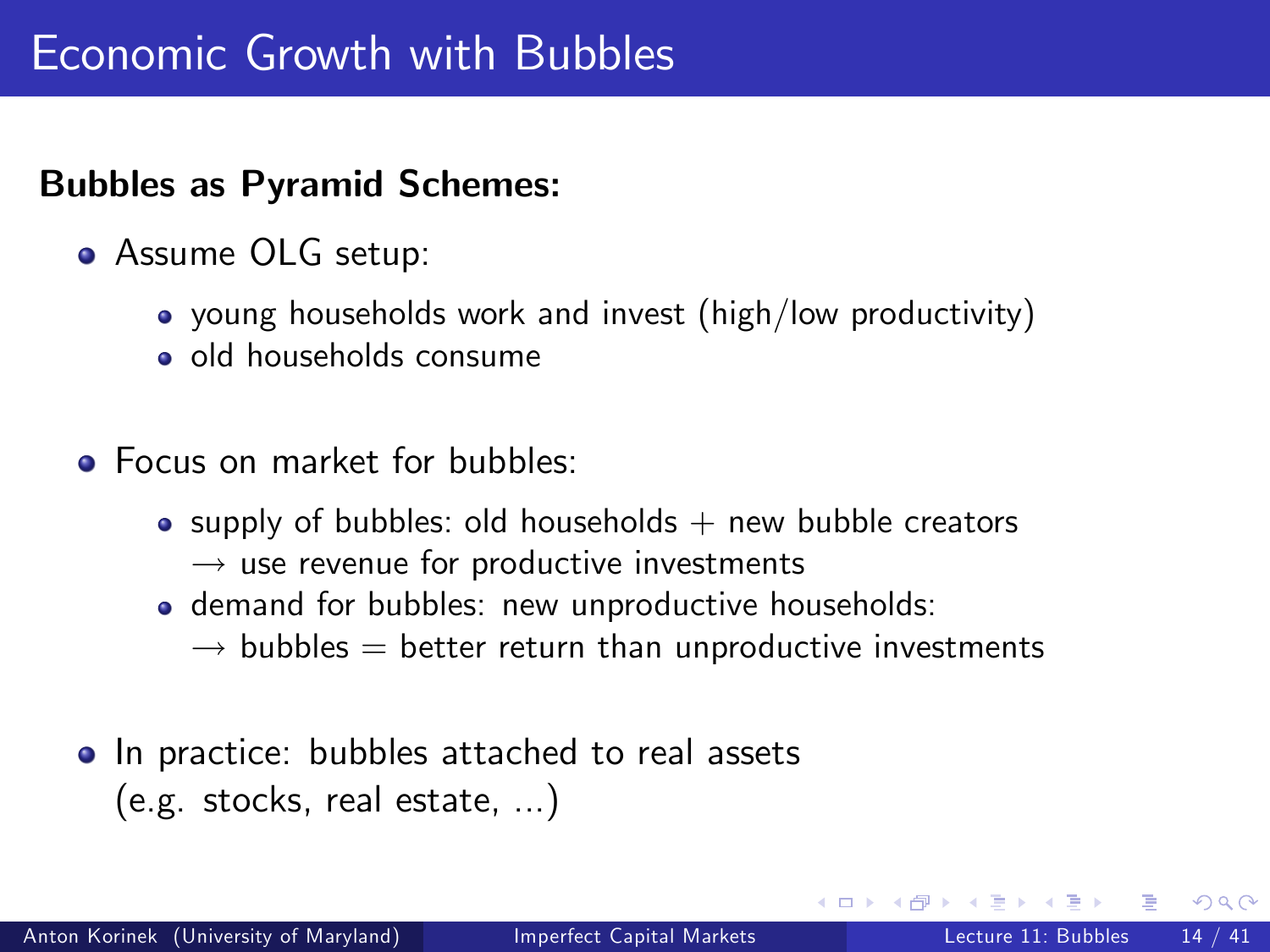# Economic Growth with Bubbles

**Bubbles as Pyramid Schemes:**

- Assume OLG setup:
  - young households work and invest (high/low productivity)
  - old households consume
- Focus on market for bubbles:
  - supply of bubbles: old households + new bubble creators
    $\rightarrow$ use revenue for productive investments
  - demand for bubbles: new unproductive households:
    $\rightarrow$ bubbles = better return than unproductive investments
- In practice: bubbles attached to real assets
  (e.g. stocks, real estate, ...)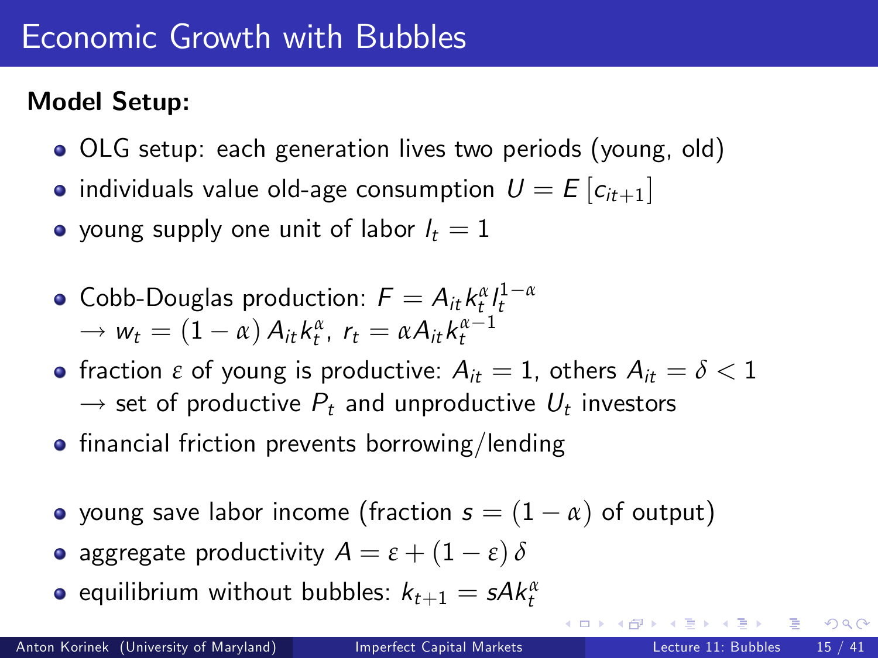# Economic Growth with Bubbles

**Model Setup:**

- OLG setup: each generation lives two periods (young, old)
- individuals value old-age consumption $U = E\left[c_{it+1}\right]$
- young supply one unit of labor $l_t = 1$

- Cobb-Douglas production: $F = A_{it} k_t^{\alpha} l_t^{1-\alpha}$
  $\rightarrow w_t = (1-\alpha) A_{it} k_t^{\alpha}$, $r_t = \alpha A_{it} k_t^{\alpha - 1}$
- fraction $\varepsilon$ of young is productive: $A_{it} = 1$, others $A_{it} = \delta < 1$
  $\rightarrow$ set of productive $P_t$ and unproductive $U_t$ investors
- financial friction prevents borrowing/lending

- young save labor income (fraction $s = (1-\alpha)$ of output)
- aggregate productivity $A = \varepsilon + (1-\varepsilon)\delta$
- equilibrium without bubbles: $k_{t+1} = sAk_t^{\alpha}$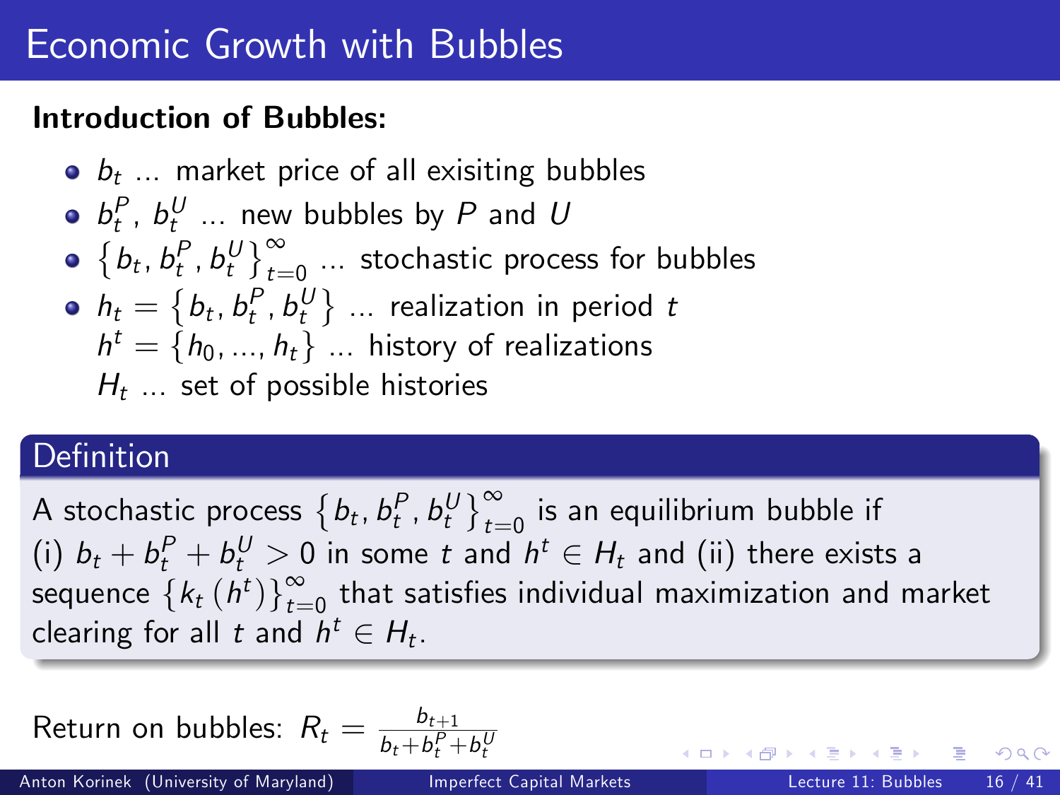# Economic Growth with Bubbles

**Introduction of Bubbles:**

- $b_t$ ... market price of all exisiting bubbles
- $b_t^P$, $b_t^U$ ... new bubbles by $P$ and $U$
- $\left\{b_t, b_t^P, b_t^U\right\}_{t=0}^{\infty}$ ... stochastic process for bubbles
- $h_t = \left\{b_t, b_t^P, b_t^U\right\}$ ... realization in period $t$
  $h^t = \left\{h_0, ..., h_t\right\}$ ... history of realizations
  $H_t$ ... set of possible histories

**Definition**

A stochastic process $\left\{b_t, b_t^P, b_t^U\right\}_{t=0}^{\infty}$ is an equilibrium bubble if (i) $b_t + b_t^P + b_t^U > 0$ in some $t$ and $h^t \in H_t$ and (ii) there exists a sequence $\left\{k_t\left(h^t\right)\right\}_{t=0}^{\infty}$ that satisfies individual maximization and market clearing for all $t$ and $h^t \in H_t$.

Return on bubbles: $R_t = \frac{b_{t+1}}{b_t + b_t^P + b_t^U}$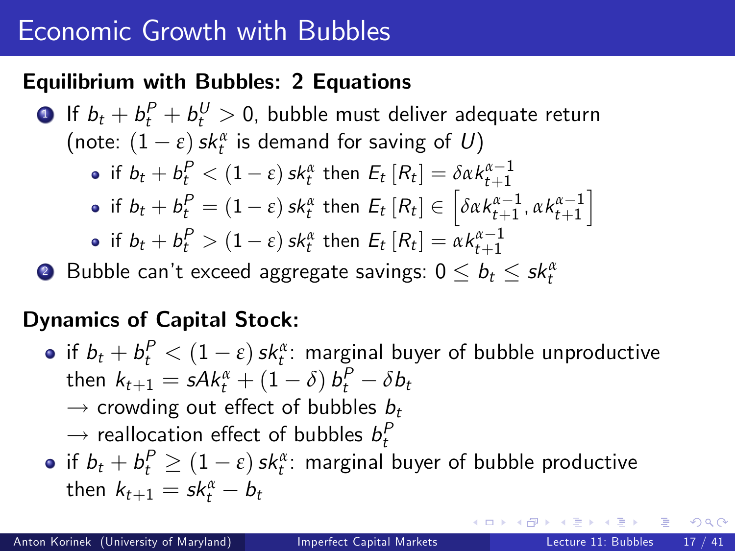# Economic Growth with Bubbles

**Equilibrium with Bubbles: 2 Equations**

1. If $b_t + b_t^P + b_t^U > 0$, bubble must deliver adequate return (note: $(1-\varepsilon)\, sk_t^\alpha$ is demand for saving of $U$)
   - if $b_t + b_t^P < (1-\varepsilon)\, sk_t^\alpha$ then $E_t[R_t] = \delta \alpha k_{t+1}^{\alpha-1}$
   - if $b_t + b_t^P = (1-\varepsilon)\, sk_t^\alpha$ then $E_t[R_t] \in \left[\delta \alpha k_{t+1}^{\alpha-1}, \alpha k_{t+1}^{\alpha-1}\right]$
   - if $b_t + b_t^P > (1-\varepsilon)\, sk_t^\alpha$ then $E_t[R_t] = \alpha k_{t+1}^{\alpha-1}$
2. Bubble can't exceed aggregate savings: $0 \leq b_t \leq sk_t^\alpha$

**Dynamics of Capital Stock:**

- if $b_t + b_t^P < (1-\varepsilon)\, sk_t^\alpha$: marginal buyer of bubble unproductive then $k_{t+1} = sAk_t^\alpha + (1-\delta)\, b_t^P - \delta b_t$
  
  $\rightarrow$ crowding out effect of bubbles $b_t$
  
  $\rightarrow$ reallocation effect of bubbles $b_t^P$
- if $b_t + b_t^P \geq (1-\varepsilon)\, sk_t^\alpha$: marginal buyer of bubble productive then $k_{t+1} = sk_t^\alpha - b_t$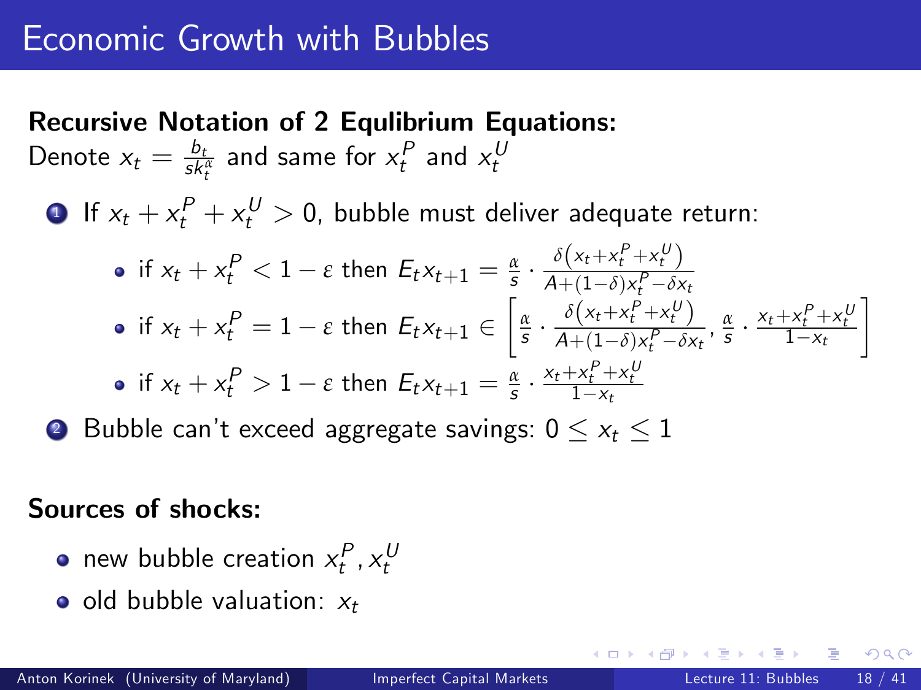# Economic Growth with Bubbles

**Recursive Notation of 2 Equlibrium Equations:**

Denote $x_t = \frac{b_t}{sk_t^\alpha}$ and same for $x_t^P$ and $x_t^U$

1. If $x_t + x_t^P + x_t^U > 0$, bubble must deliver adequate return:
   - if $x_t + x_t^P < 1 - \varepsilon$ then $E_t x_{t+1} = \frac{\alpha}{s} \cdot \frac{\delta\left(x_t + x_t^P + x_t^U\right)}{A + (1-\delta)x_t^P - \delta x_t}$
   - if $x_t + x_t^P = 1 - \varepsilon$ then $E_t x_{t+1} \in \left[\frac{\alpha}{s} \cdot \frac{\delta\left(x_t + x_t^P + x_t^U\right)}{A + (1-\delta)x_t^P - \delta x_t}, \frac{\alpha}{s} \cdot \frac{x_t + x_t^P + x_t^U}{1 - x_t}\right]$
   - if $x_t + x_t^P > 1 - \varepsilon$ then $E_t x_{t+1} = \frac{\alpha}{s} \cdot \frac{x_t + x_t^P + x_t^U}{1 - x_t}$
2. Bubble can't exceed aggregate savings: $0 \leq x_t \leq 1$

**Sources of shocks:**

- new bubble creation $x_t^P, x_t^U$
- old bubble valuation: $x_t$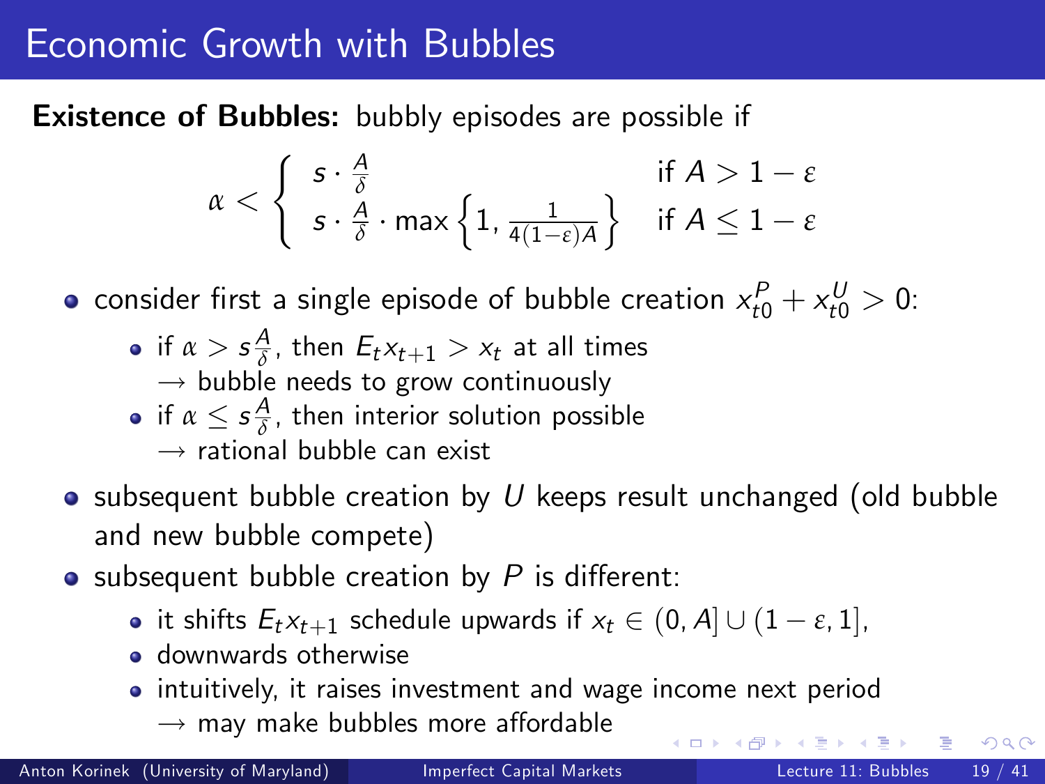# Economic Growth with Bubbles

**Existence of Bubbles:** bubbly episodes are possible if

$$\alpha < \begin{cases} s \cdot \frac{A}{\delta} & \text{if } A > 1-\varepsilon \\ s \cdot \frac{A}{\delta} \cdot \max\left\{1, \frac{1}{4(1-\varepsilon)A}\right\} & \text{if } A \leq 1-\varepsilon \end{cases}$$

- consider first a single episode of bubble creation $x_{t0}^P + x_{t0}^U > 0$:
  - if $\alpha > s\frac{A}{\delta}$, then $E_t x_{t+1} > x_t$ at all times
    $\rightarrow$ bubble needs to grow continuously
  - if $\alpha \leq s\frac{A}{\delta}$, then interior solution possible
    $\rightarrow$ rational bubble can exist
- subsequent bubble creation by $U$ keeps result unchanged (old bubble and new bubble compete)
- subsequent bubble creation by $P$ is different:
  - it shifts $E_t x_{t+1}$ schedule upwards if $x_t \in (0, A] \cup (1-\varepsilon, 1]$,
  - downwards otherwise
  - intuitively, it raises investment and wage income next period
    $\rightarrow$ may make bubbles more affordable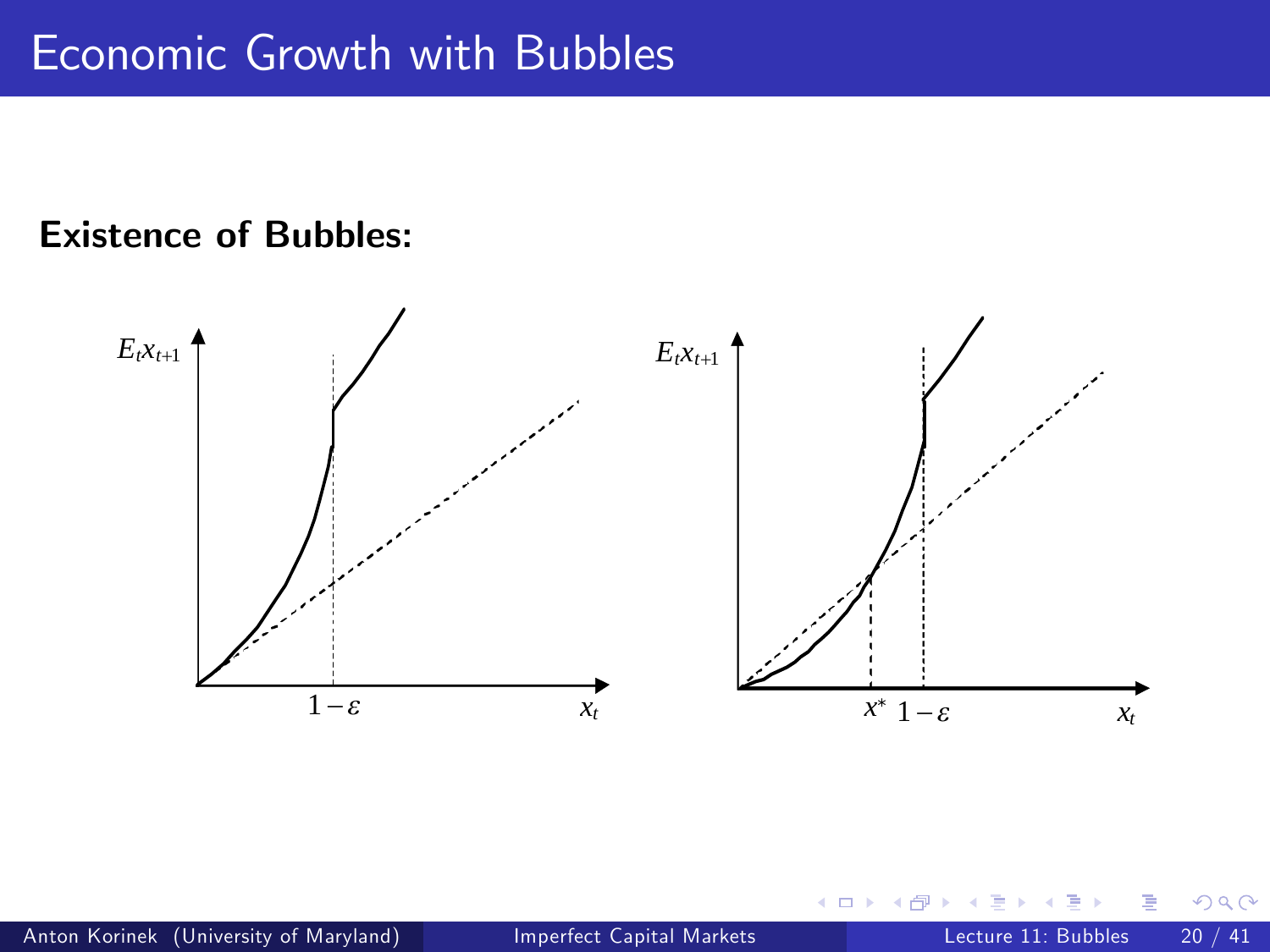# Economic Growth with Bubbles

**Existence of Bubbles:**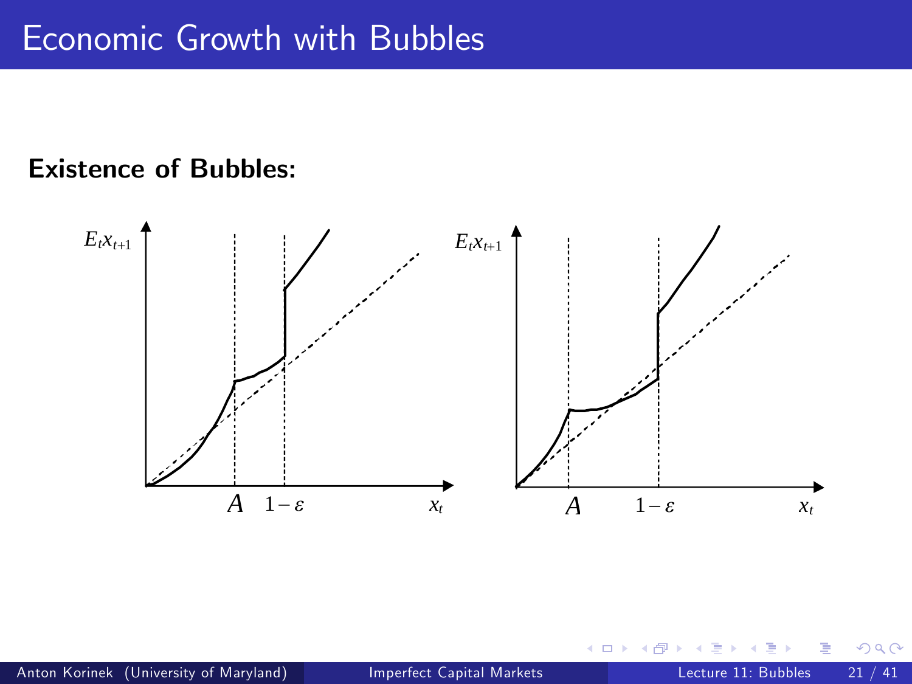# Economic Growth with Bubbles

**Existence of Bubbles:**

$E_t x_{t+1}$

$A$ $\quad 1-\varepsilon$ $\quad x_t$

$E_t x_{t+1}$

$A$ $\quad 1-\varepsilon$ $\quad x_t$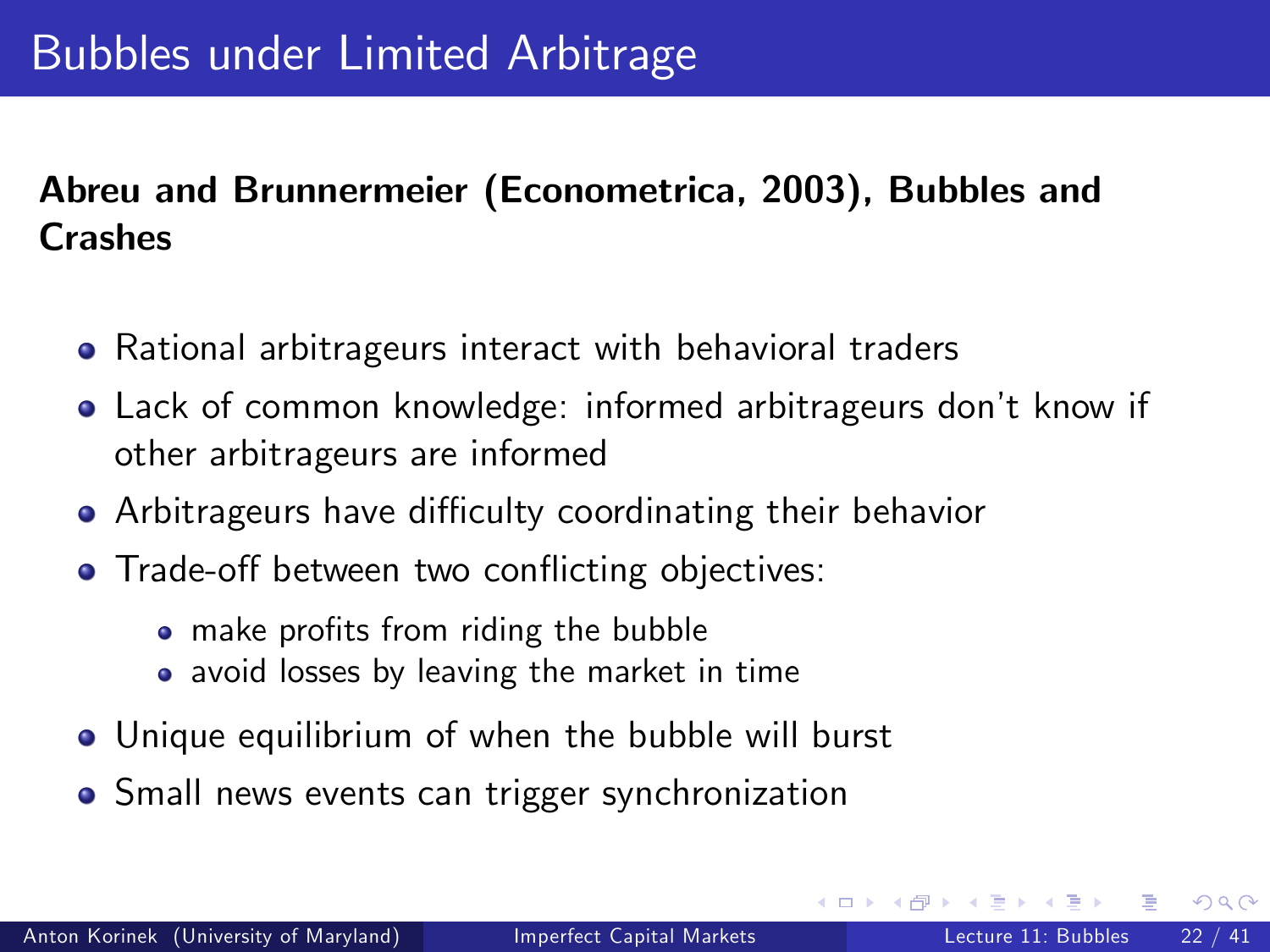# Bubbles under Limited Arbitrage

**Abreu and Brunnermeier (Econometrica, 2003), Bubbles and Crashes**

- Rational arbitrageurs interact with behavioral traders
- Lack of common knowledge: informed arbitrageurs don't know if other arbitrageurs are informed
- Arbitrageurs have difficulty coordinating their behavior
- Trade-off between two conflicting objectives:
  - make profits from riding the bubble
  - avoid losses by leaving the market in time
- Unique equilibrium of when the bubble will burst
- Small news events can trigger synchronization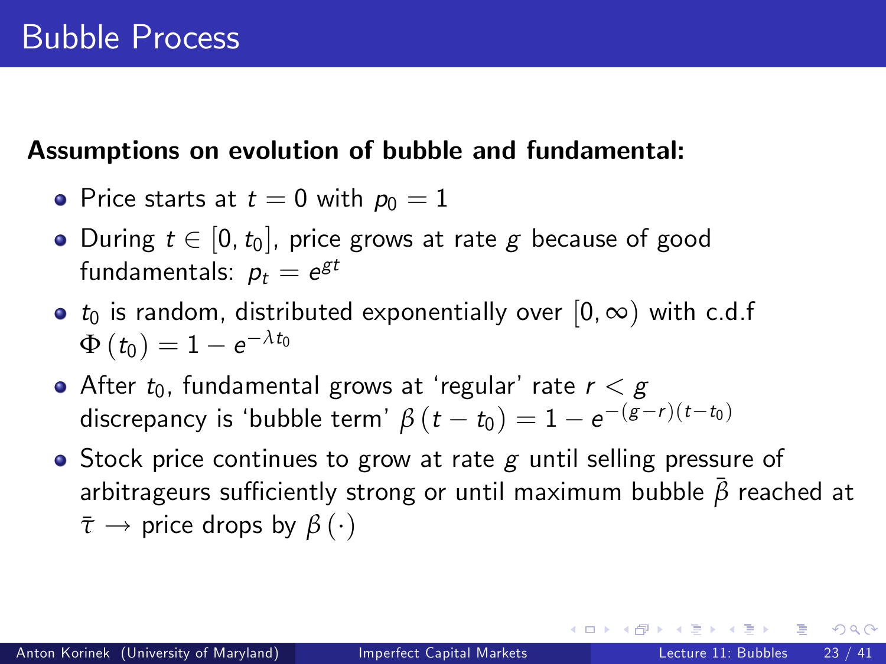# Bubble Process

**Assumptions on evolution of bubble and fundamental:**

- Price starts at $t = 0$ with $p_0 = 1$
- During $t \in [0, t_0]$, price grows at rate $g$ because of good fundamentals: $p_t = e^{gt}$
- $t_0$ is random, distributed exponentially over $[0, \infty)$ with c.d.f $\Phi(t_0) = 1 - e^{-\lambda t_0}$
- After $t_0$, fundamental grows at 'regular' rate $r < g$ discrepancy is 'bubble term' $\beta(t - t_0) = 1 - e^{-(g-r)(t-t_0)}$
- Stock price continues to grow at rate $g$ until selling pressure of arbitrageurs sufficiently strong or until maximum bubble $\bar{\beta}$ reached at $\bar{\tau} \rightarrow$ price drops by $\beta(\cdot)$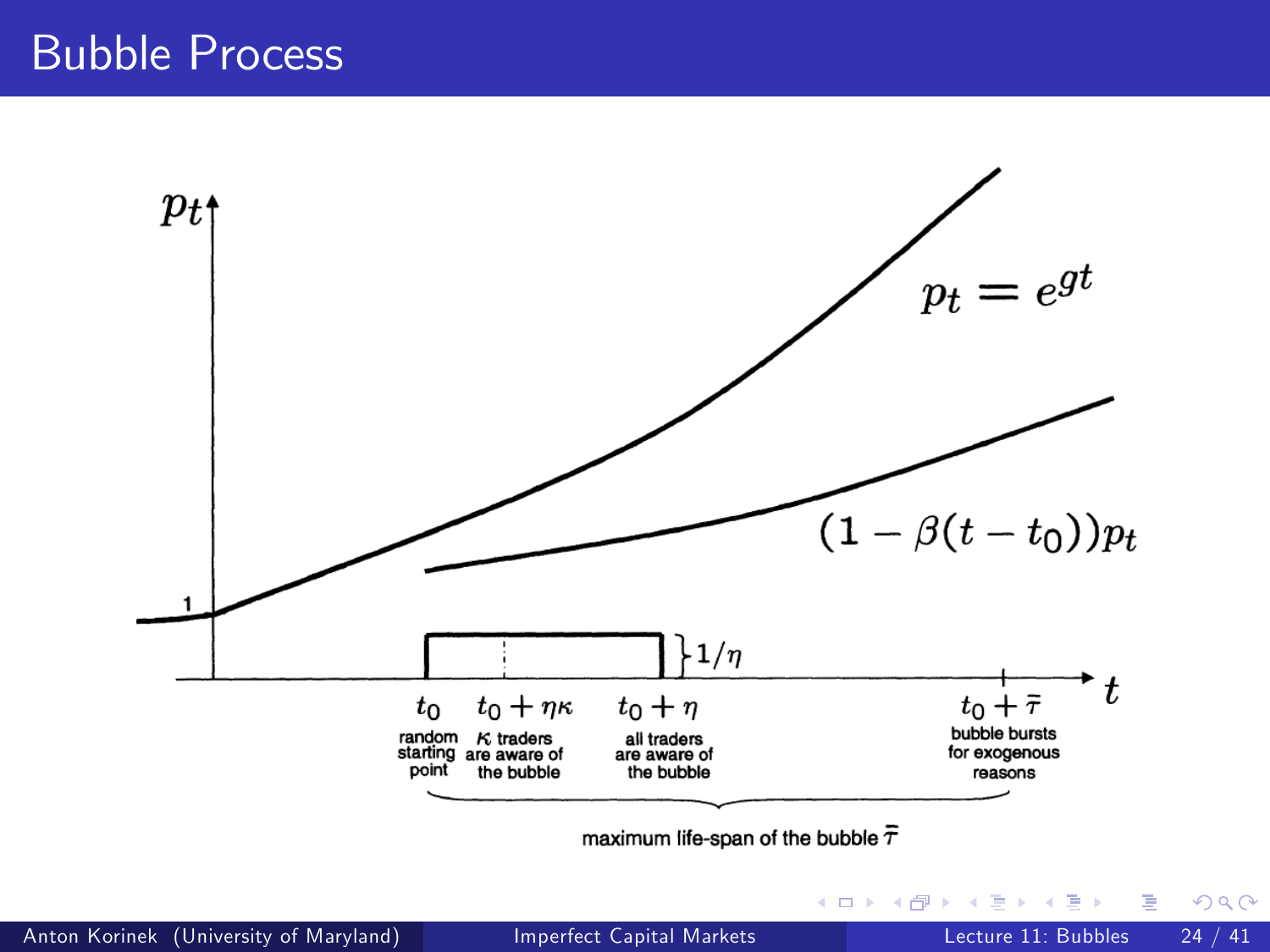# Bubble Process

$p_t$

$p_t = e^{gt}$

$(1 - \beta(t - t_0))p_t$

1

$\}1/\eta$

$t$

$t_0$ random starting point

$t_0 + \eta\kappa$ $\kappa$ traders are aware of the bubble

$t_0 + \eta$ all traders are aware of the bubble

$t_0 + \bar{\tau}$ bubble bursts for exogenous reasons

maximum life-span of the bubble $\bar{\tau}$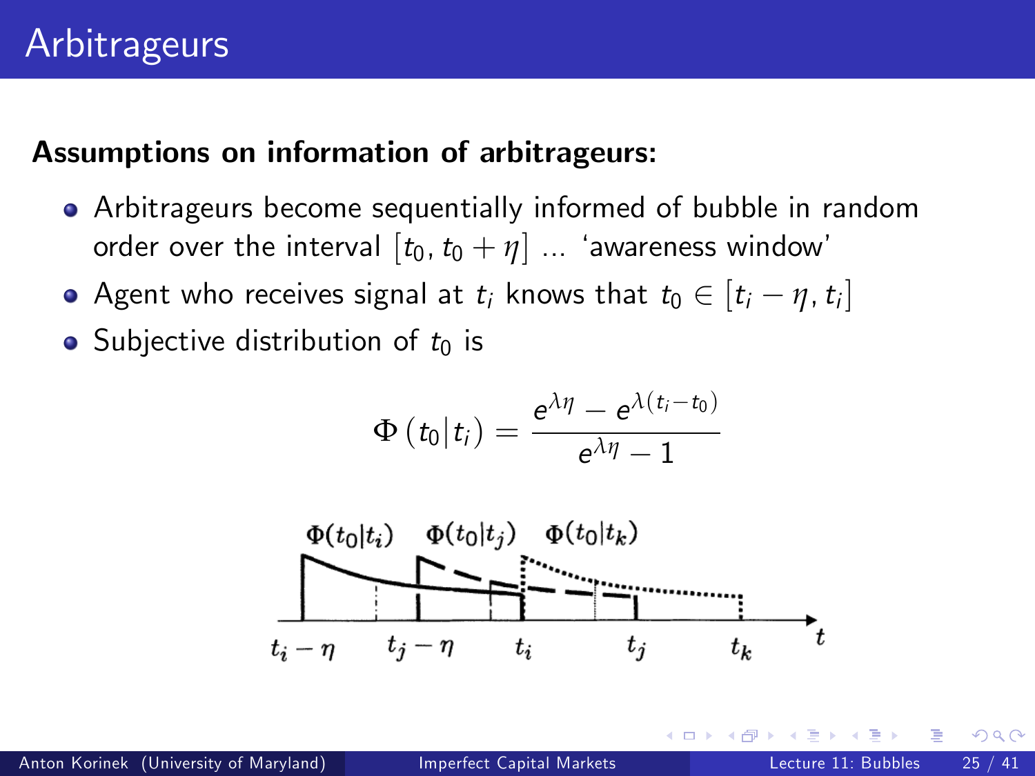# Arbitrageurs

**Assumptions on information of arbitrageurs:**

- Arbitrageurs become sequentially informed of bubble in random order over the interval $[t_0, t_0 + \eta]$ ... 'awareness window'
- Agent who receives signal at $t_i$ knows that $t_0 \in [t_i - \eta, t_i]$
- Subjective distribution of $t_0$ is

$$\Phi(t_0 | t_i) = \frac{e^{\lambda \eta} - e^{\lambda (t_i - t_0)}}{e^{\lambda \eta} - 1}$$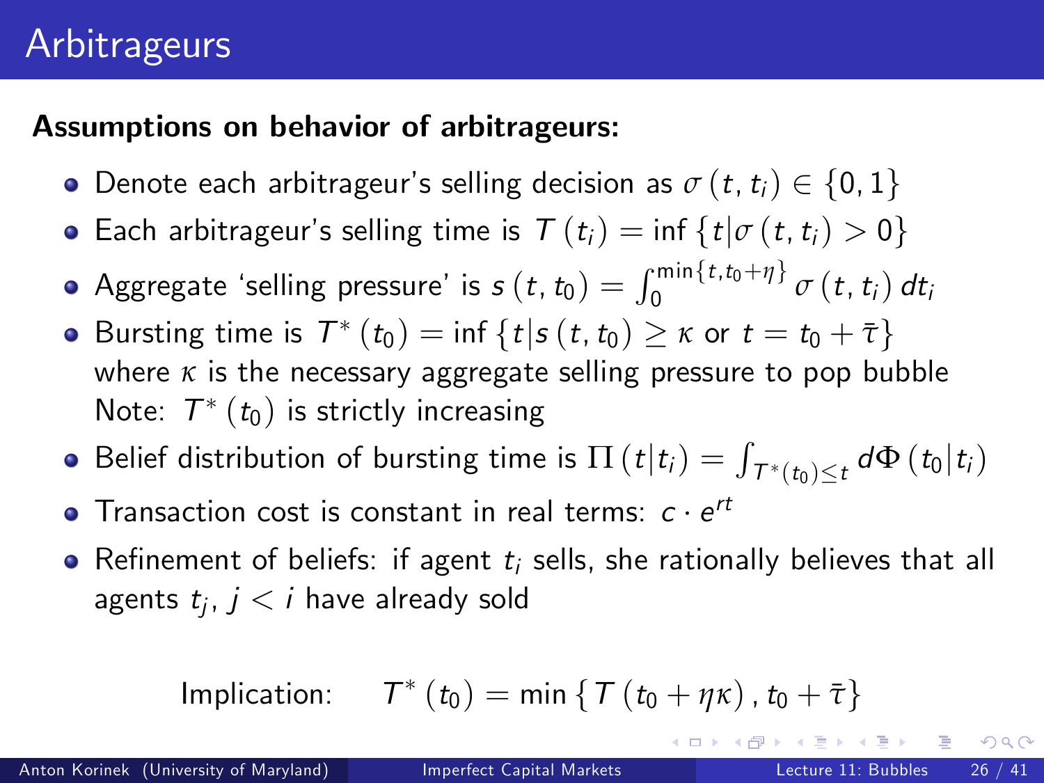# Arbitrageurs

**Assumptions on behavior of arbitrageurs:**

- Denote each arbitrageur's selling decision as $\sigma(t, t_i) \in \{0, 1\}$
- Each arbitrageur's selling time is $T(t_i) = \inf\{t | \sigma(t, t_i) > 0\}$
- Aggregate 'selling pressure' is $s(t, t_0) = \int_0^{\min\{t, t_0+\eta\}} \sigma(t, t_i)\, dt_i$
- Bursting time is $T^*(t_0) = \inf\{t | s(t, t_0) \geq \kappa \text{ or } t = t_0 + \bar{\tau}\}$ where $\kappa$ is the necessary aggregate selling pressure to pop bubble
  Note: $T^*(t_0)$ is strictly increasing
- Belief distribution of bursting time is $\Pi(t | t_i) = \int_{T^*(t_0) \leq t} d\Phi(t_0 | t_i)$
- Transaction cost is constant in real terms: $c \cdot e^{rt}$
- Refinement of beliefs: if agent $t_i$ sells, she rationally believes that all agents $t_j$, $j < i$ have already sold

$$\text{Implication:} \qquad T^*(t_0) = \min\{T(t_0 + \eta\kappa), t_0 + \bar{\tau}\}$$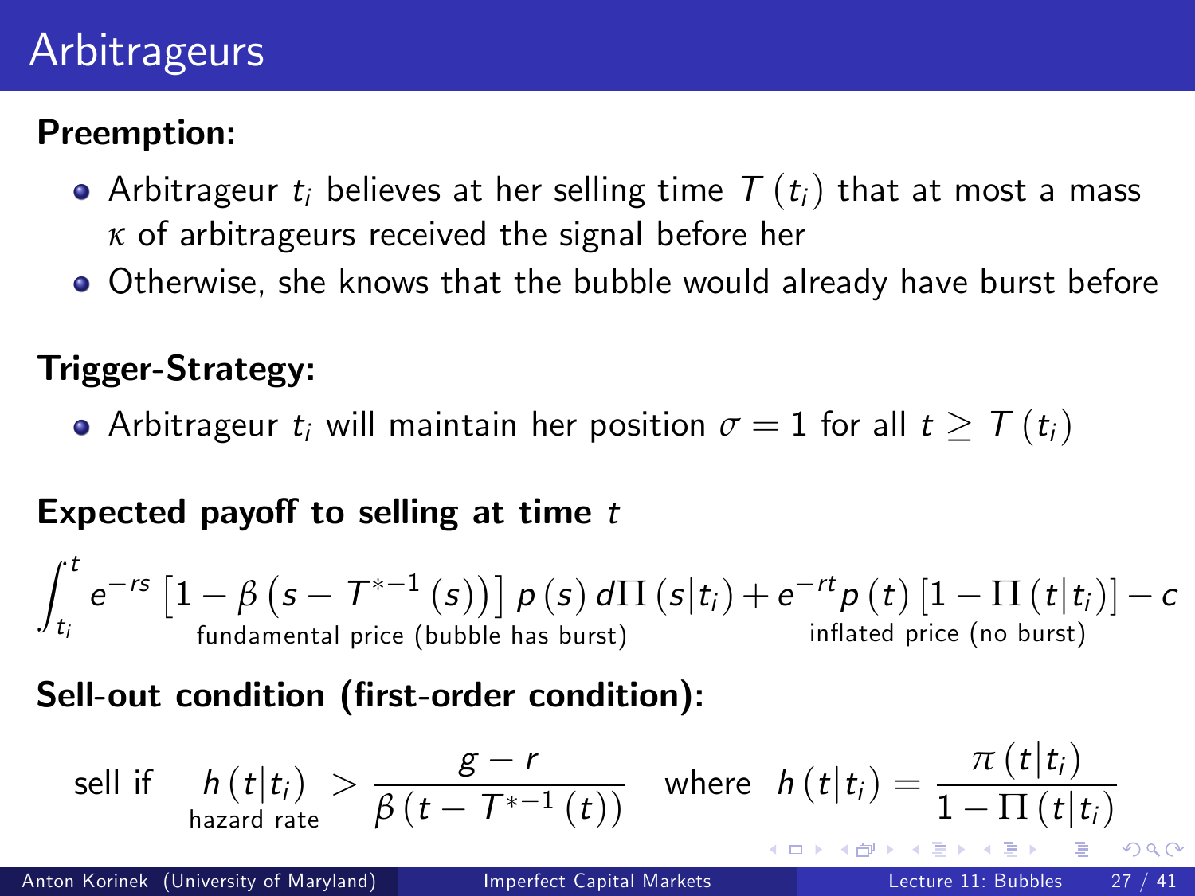# Arbitrageurs

**Preemption:**

- Arbitrageur $t_i$ believes at her selling time $T(t_i)$ that at most a mass $\kappa$ of arbitrageurs received the signal before her
- Otherwise, she knows that the bubble would already have burst before

**Trigger-Strategy:**

- Arbitrageur $t_i$ will maintain her position $\sigma = 1$ for all $t \geq T(t_i)$

**Expected payoff to selling at time $t$**

$$\int_{t_i}^{t} e^{-rs} \underbrace{\left[1 - \beta\left(s - T^{*-1}(s)\right)\right] p(s)}_{\text{fundamental price (bubble has burst)}} d\Pi(s|t_i) + e^{-rt} \underbrace{p(t)}_{\text{inflated price (no burst)}} \left[1 - \Pi(t|t_i)\right] - c$$

**Sell-out condition (first-order condition):**

$$\text{sell if} \quad \underbrace{h(t|t_i)}_{\text{hazard rate}} > \frac{g - r}{\beta\left(t - T^{*-1}(t)\right)} \quad \text{where} \quad h(t|t_i) = \frac{\pi(t|t_i)}{1 - \Pi(t|t_i)}$$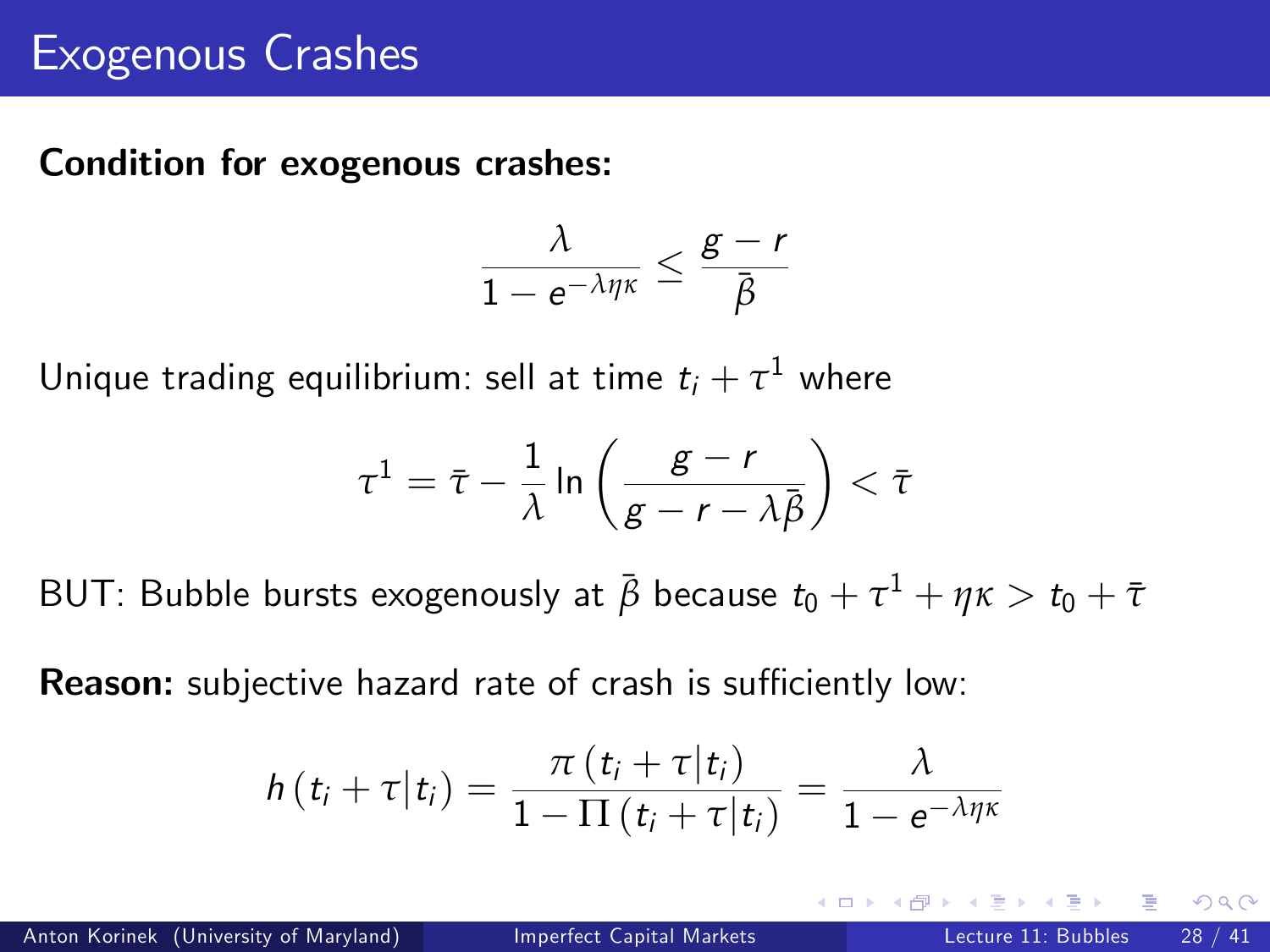# Exogenous Crashes

**Condition for exogenous crashes:**

$$\frac{\lambda}{1 - e^{-\lambda \eta \kappa}} \leq \frac{g - r}{\bar{\beta}}$$

Unique trading equilibrium: sell at time $t_i + \tau^1$ where

$$\tau^1 = \bar{\tau} - \frac{1}{\lambda} \ln \left( \frac{g - r}{g - r - \lambda \bar{\beta}} \right) < \bar{\tau}$$

BUT: Bubble bursts exogenously at $\bar{\beta}$ because $t_0 + \tau^1 + \eta\kappa > t_0 + \bar{\tau}$

**Reason:** subjective hazard rate of crash is sufficiently low:

$$h(t_i + \tau | t_i) = \frac{\pi(t_i + \tau | t_i)}{1 - \Pi(t_i + \tau | t_i)} = \frac{\lambda}{1 - e^{-\lambda \eta \kappa}}$$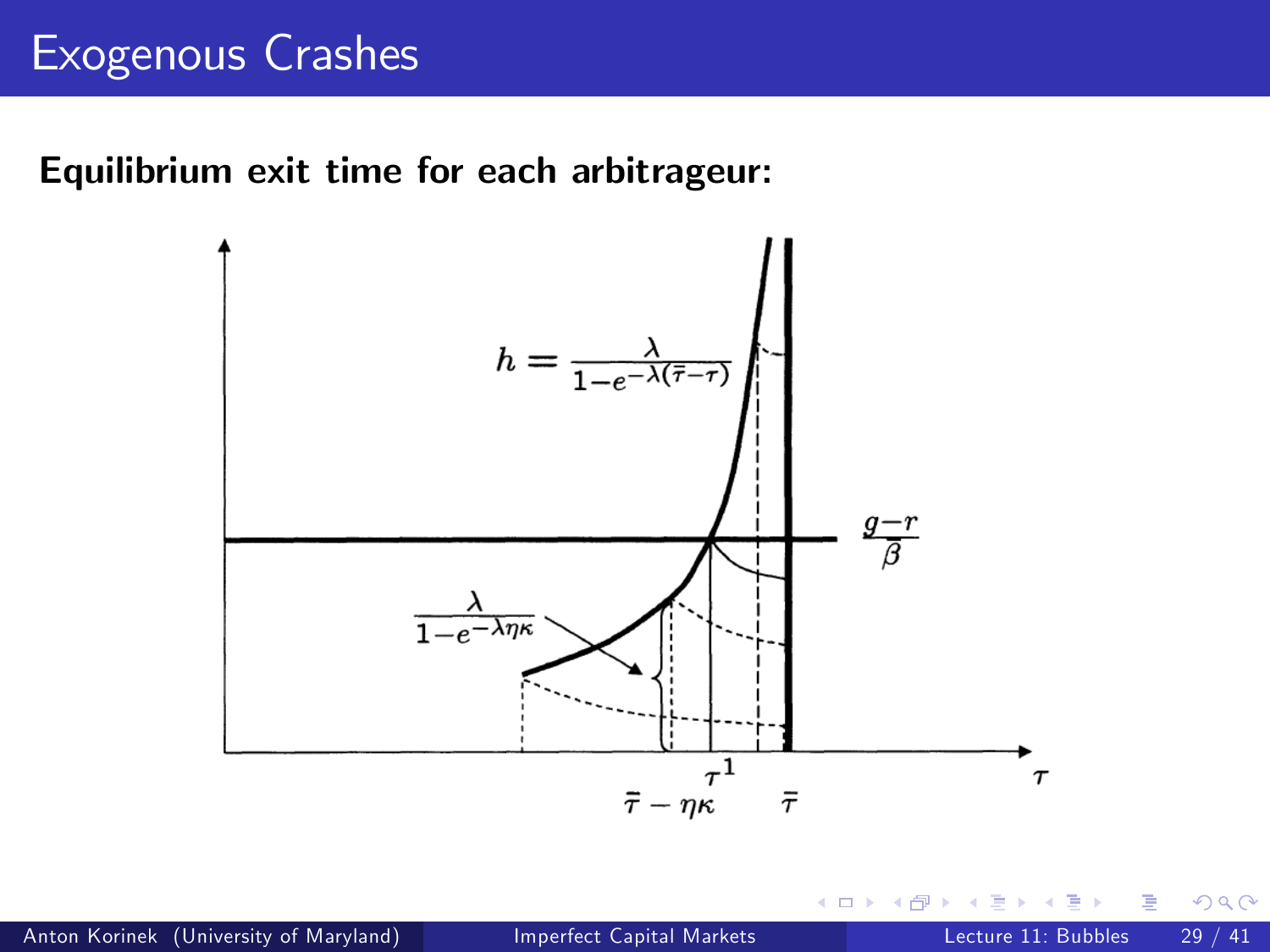# Exogenous Crashes

**Equilibrium exit time for each arbitrageur:**

$$h = \frac{\lambda}{1-e^{-\lambda(\bar{\tau}-\tau)}}$$

$$\frac{g-r}{\beta}$$

$$\frac{\lambda}{1-e^{-\lambda\eta\kappa}}$$

$\tau^1$

$\bar{\tau} - \eta\kappa$

$\bar{\tau}$

$\tau$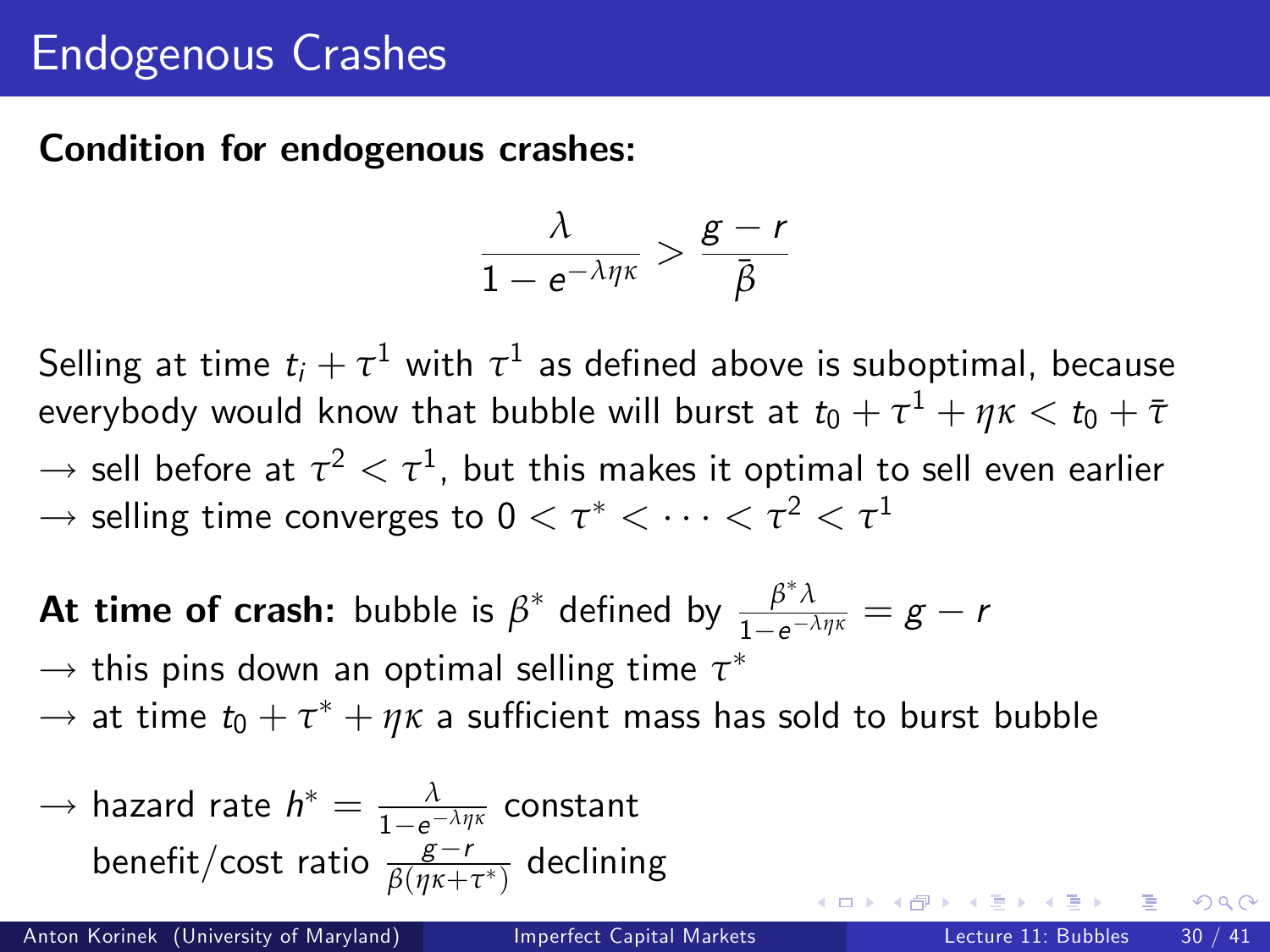# Endogenous Crashes

**Condition for endogenous crashes:**

$$\frac{\lambda}{1 - e^{-\lambda\eta\kappa}} > \frac{g - r}{\bar{\beta}}$$

Selling at time $t_i + \tau^1$ with $\tau^1$ as defined above is suboptimal, because everybody would know that bubble will burst at $t_0 + \tau^1 + \eta\kappa < t_0 + \bar{\tau}$

$\rightarrow$ sell before at $\tau^2 < \tau^1$, but this makes it optimal to sell even earlier

$\rightarrow$ selling time converges to $0 < \tau^* < \cdots < \tau^2 < \tau^1$

**At time of crash:** bubble is $\beta^*$ defined by $\frac{\beta^* \lambda}{1 - e^{-\lambda\eta\kappa}} = g - r$

$\rightarrow$ this pins down an optimal selling time $\tau^*$

$\rightarrow$ at time $t_0 + \tau^* + \eta\kappa$ a sufficient mass has sold to burst bubble

$\rightarrow$ hazard rate $h^* = \frac{\lambda}{1 - e^{-\lambda\eta\kappa}}$ constant
benefit/cost ratio $\frac{g - r}{\beta(\eta\kappa + \tau^*)}$ declining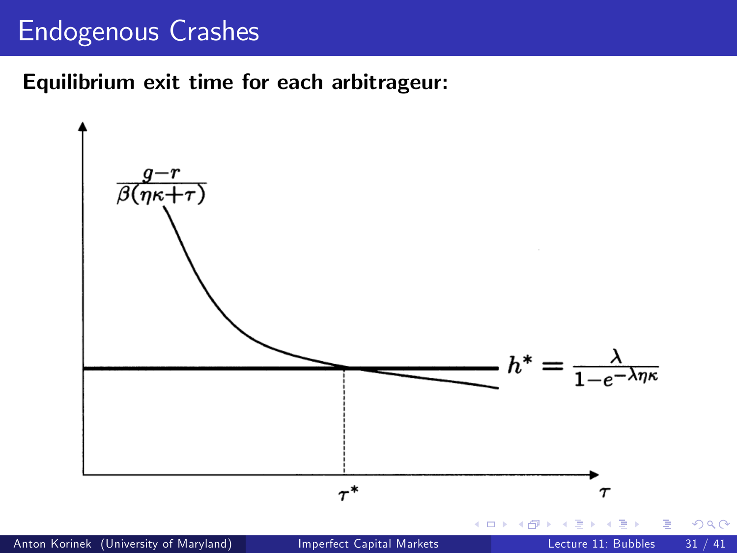# Endogenous Crashes

**Equilibrium exit time for each arbitrageur:**

$$\frac{g-r}{\beta(\eta\kappa+\tau)}$$

$$h^* = \frac{\lambda}{1-e^{-\lambda\eta\kappa}}$$

$\tau^*$

$\tau$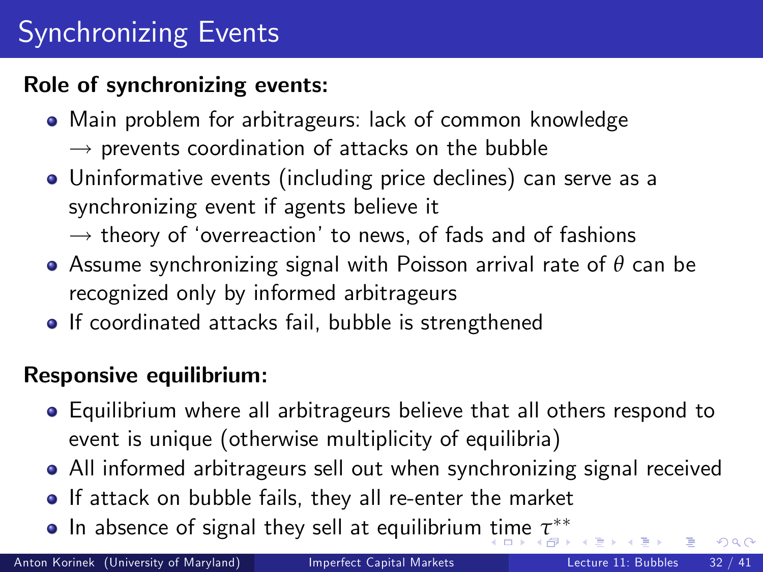# Synchronizing Events

**Role of synchronizing events:**

- Main problem for arbitrageurs: lack of common knowledge
  $\rightarrow$ prevents coordination of attacks on the bubble
- Uninformative events (including price declines) can serve as a synchronizing event if agents believe it
  $\rightarrow$ theory of 'overreaction' to news, of fads and of fashions
- Assume synchronizing signal with Poisson arrival rate of $\theta$ can be recognized only by informed arbitrageurs
- If coordinated attacks fail, bubble is strengthened

**Responsive equilibrium:**

- Equilibrium where all arbitrageurs believe that all others respond to event is unique (otherwise multiplicity of equilibria)
- All informed arbitrageurs sell out when synchronizing signal received
- If attack on bubble fails, they all re-enter the market
- In absence of signal they sell at equilibrium time $\tau^{**}$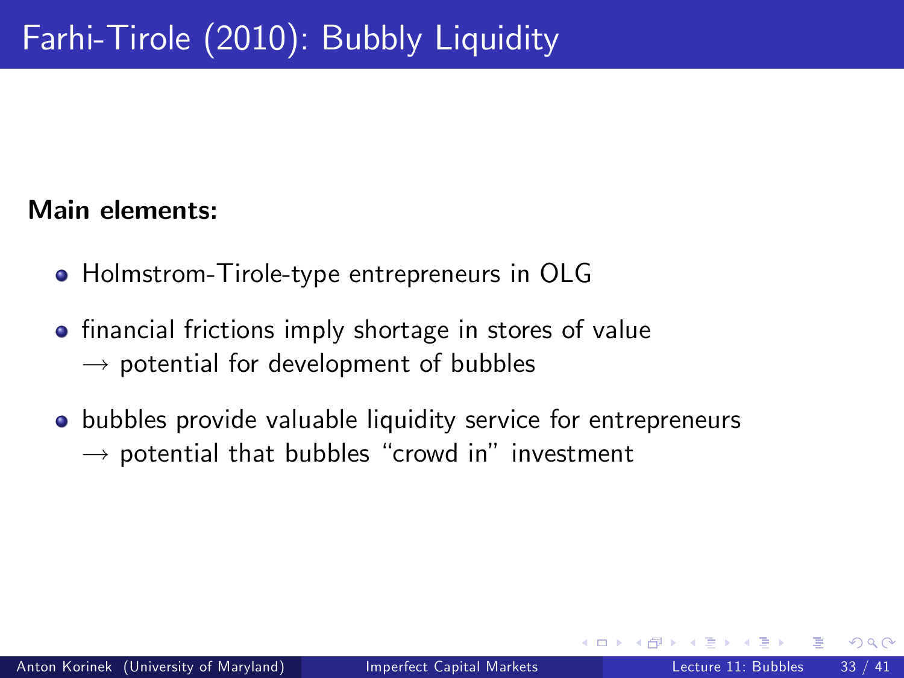# Farhi-Tirole (2010): Bubbly Liquidity

**Main elements:**

- Holmstrom-Tirole-type entrepreneurs in OLG
- financial frictions imply shortage in stores of value  
  $\longrightarrow$ potential for development of bubbles
- bubbles provide valuable liquidity service for entrepreneurs  
  $\longrightarrow$ potential that bubbles "crowd in" investment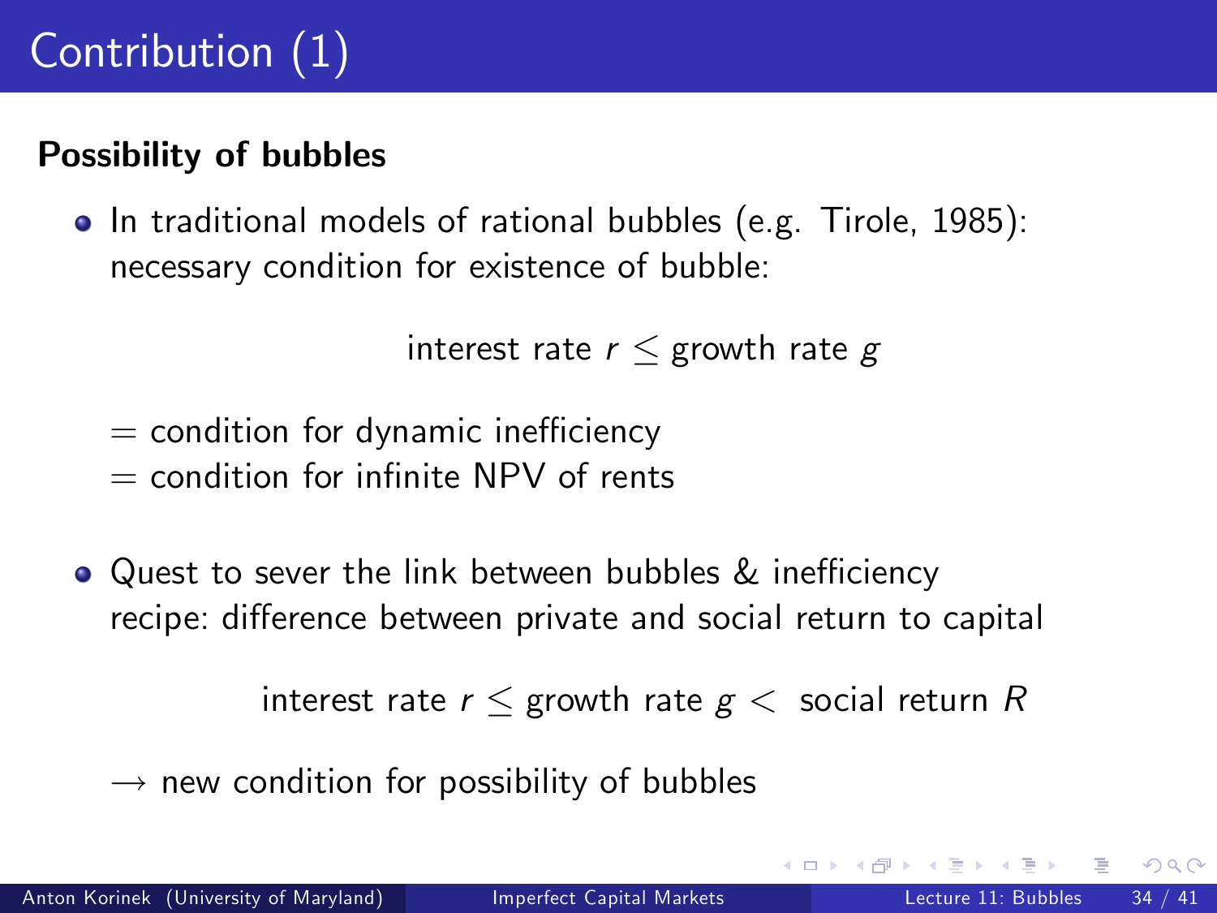# Contribution (1)

**Possibility of bubbles**

- In traditional models of rational bubbles (e.g. Tirole, 1985): necessary condition for existence of bubble:

$$\text{interest rate } r \leq \text{growth rate } g$$

  = condition for dynamic inefficiency
  = condition for infinite NPV of rents

- Quest to sever the link between bubbles & inefficiency recipe: difference between private and social return to capital

$$\text{interest rate } r \leq \text{growth rate } g < \text{ social return } R$$

  $\rightarrow$ new condition for possibility of bubbles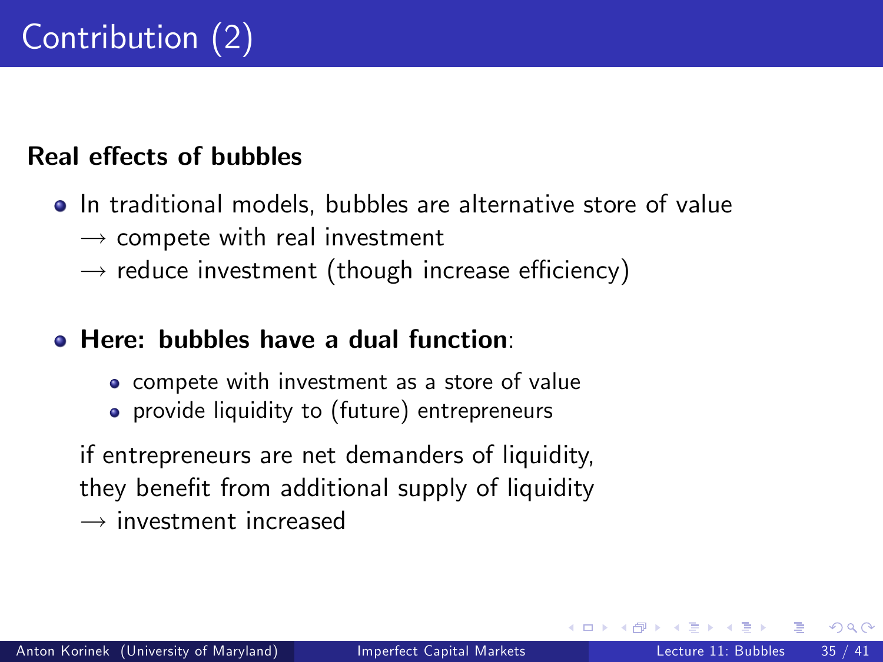# Contribution (2)

**Real effects of bubbles**

- In traditional models, bubbles are alternative store of value
  $\longrightarrow$ compete with real investment
  $\longrightarrow$ reduce investment (though increase efficiency)

- **Here: bubbles have a dual function**:
  - compete with investment as a store of value
  - provide liquidity to (future) entrepreneurs

  if entrepreneurs are net demanders of liquidity,
  they benefit from additional supply of liquidity
  $\longrightarrow$ investment increased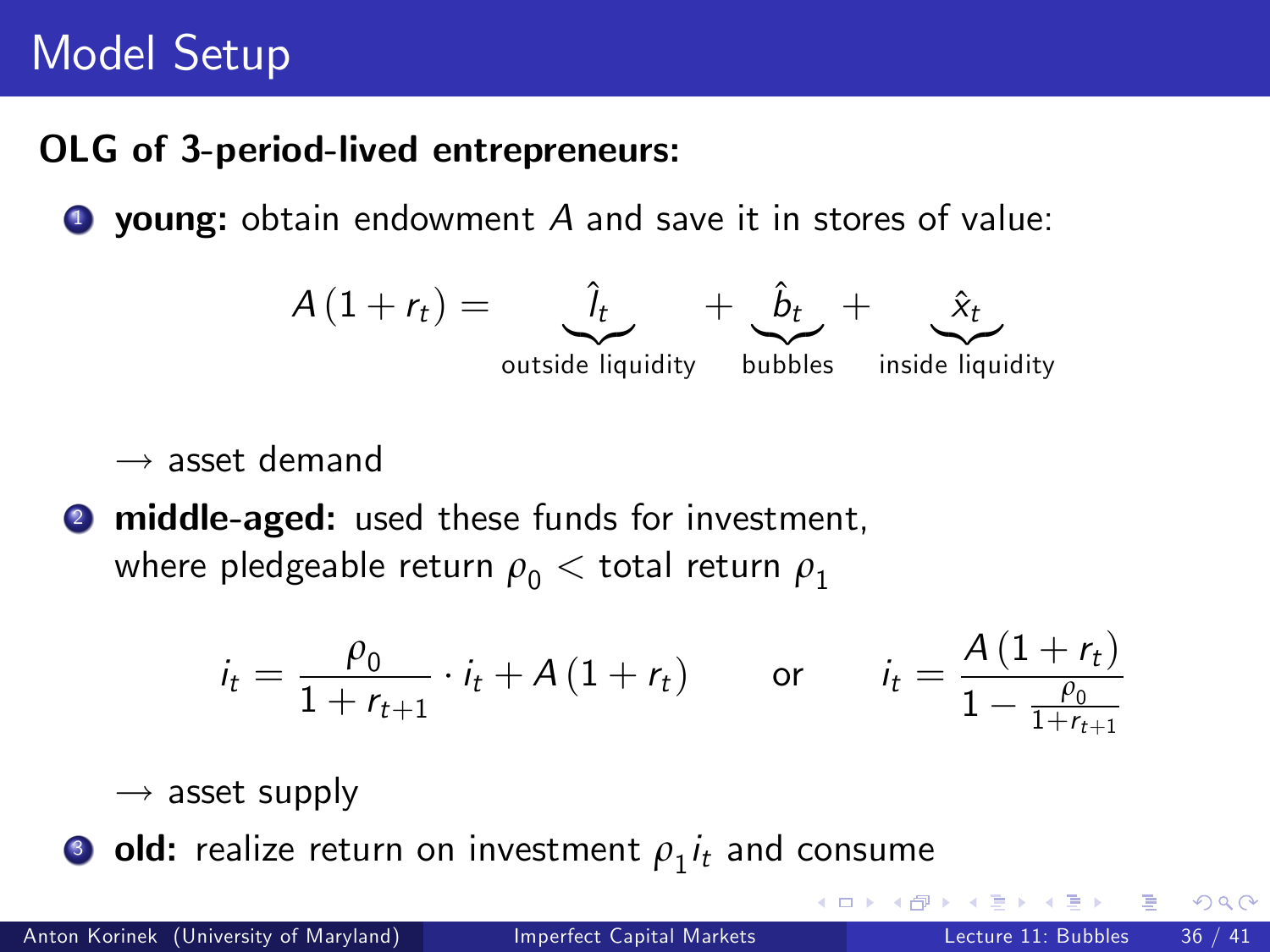# Model Setup

**OLG of 3-period-lived entrepreneurs:**

1. **young:** obtain endowment $A$ and save it in stores of value:

$$A(1+r_t) = \underbrace{\hat{l}_t}_{\text{outside liquidity}} + \underbrace{\hat{b}_t}_{\text{bubbles}} + \underbrace{\hat{x}_t}_{\text{inside liquidity}}$$

   $\rightarrow$ asset demand

2. **middle-aged:** used these funds for investment, where pledgeable return $\rho_0$ < total return $\rho_1$

$$i_t = \frac{\rho_0}{1+r_{t+1}} \cdot i_t + A(1+r_t) \qquad \text{or} \qquad i_t = \frac{A(1+r_t)}{1 - \frac{\rho_0}{1+r_{t+1}}}$$

   $\rightarrow$ asset supply

3. **old:** realize return on investment $\rho_1 i_t$ and consume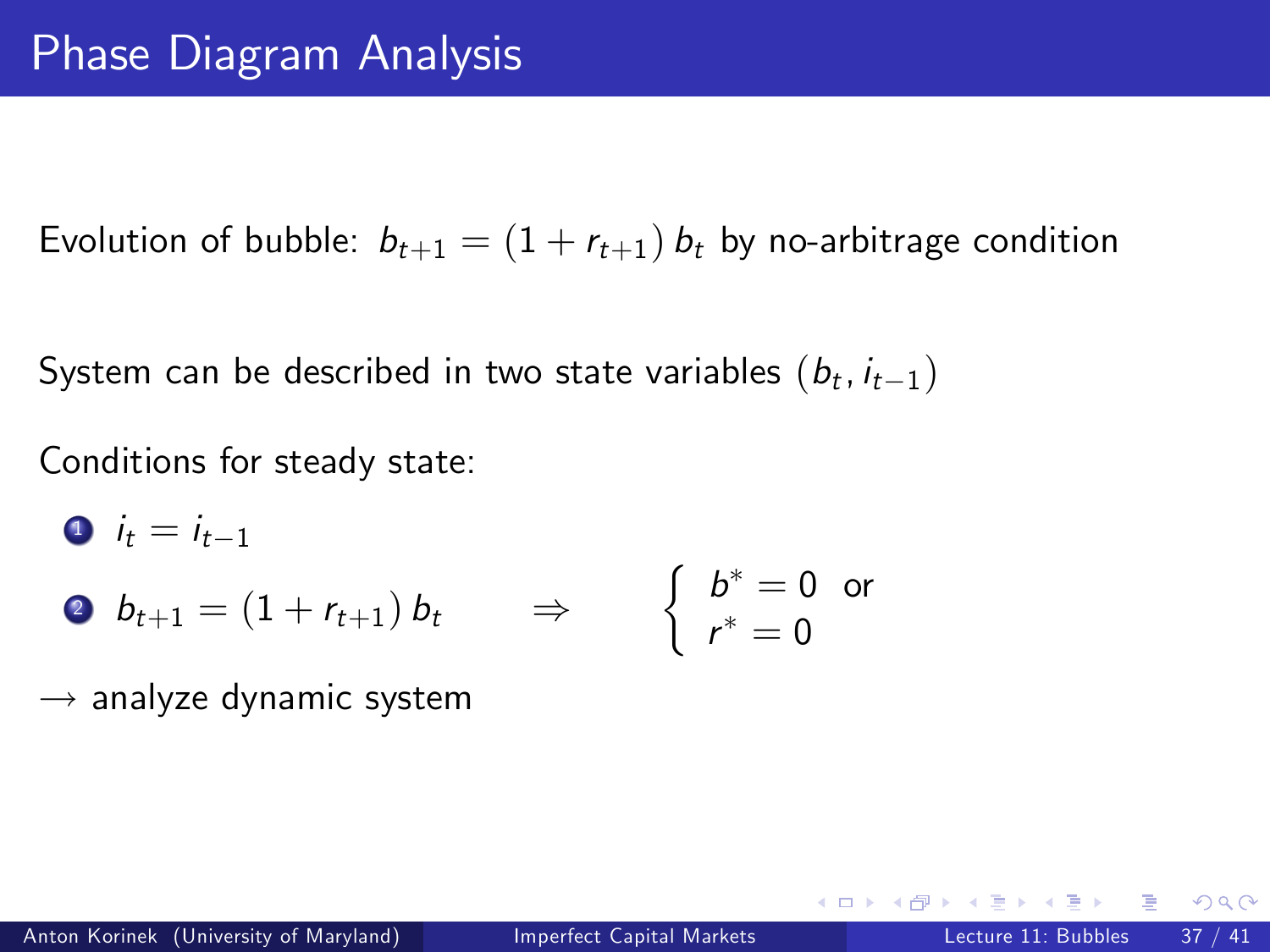# Phase Diagram Analysis

Evolution of bubble: $b_{t+1} = (1 + r_{t+1})\, b_t$ by no-arbitrage condition

System can be described in two state variables $(b_t, i_{t-1})$

Conditions for steady state:

1. $i_t = i_{t-1}$
2. $b_{t+1} = (1 + r_{t+1})\, b_t \quad \Rightarrow \quad \begin{cases} b^* = 0 & \text{or} \\ r^* = 0 & \end{cases}$

$\rightarrow$ analyze dynamic system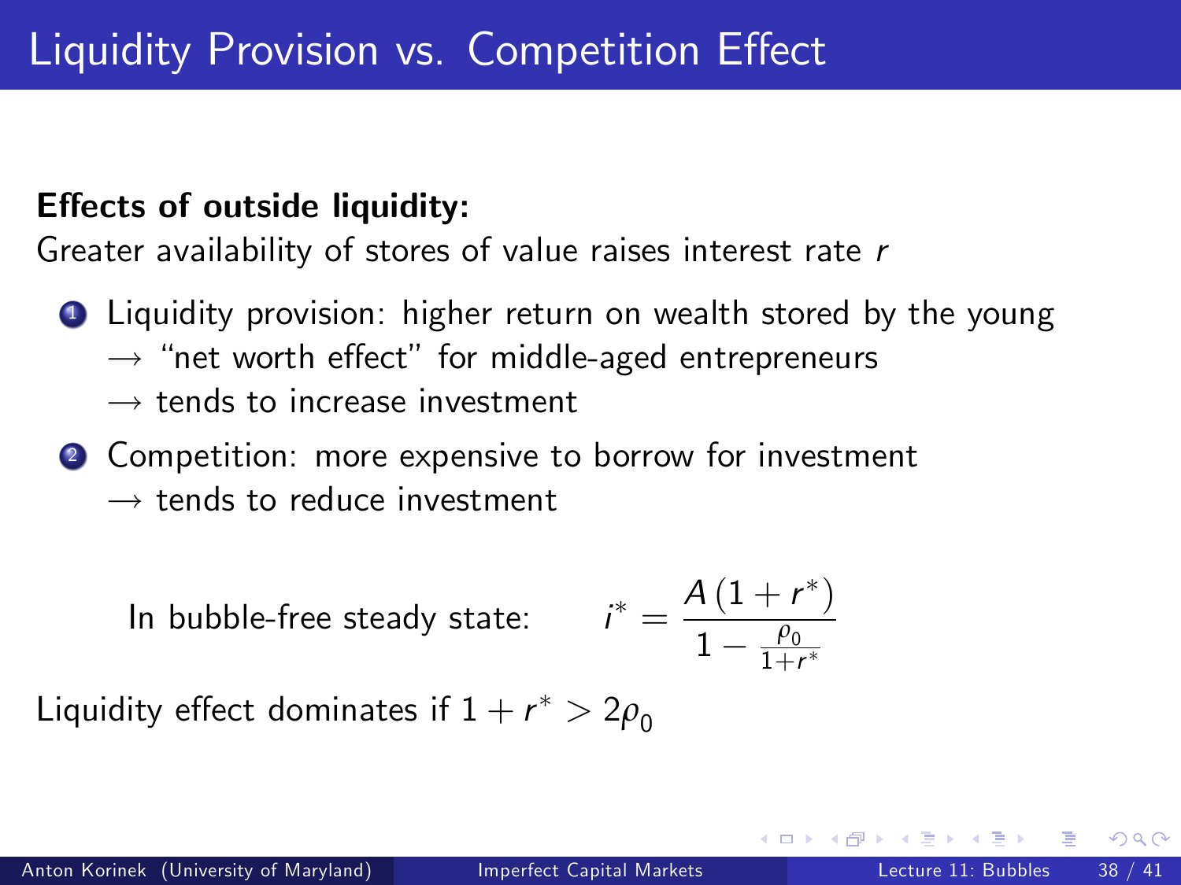# Liquidity Provision vs. Competition Effect

**Effects of outside liquidity:**

Greater availability of stores of value raises interest rate $r$

1. Liquidity provision: higher return on wealth stored by the young
   $\rightarrow$ "net worth effect" for middle-aged entrepreneurs
   $\rightarrow$ tends to increase investment
2. Competition: more expensive to borrow for investment
   $\rightarrow$ tends to reduce investment

In bubble-free steady state:
$$i^* = \frac{A\left(1+r^*\right)}{1-\frac{\rho_0}{1+r^*}}$$

Liquidity effect dominates if $1+r^* > 2\rho_0$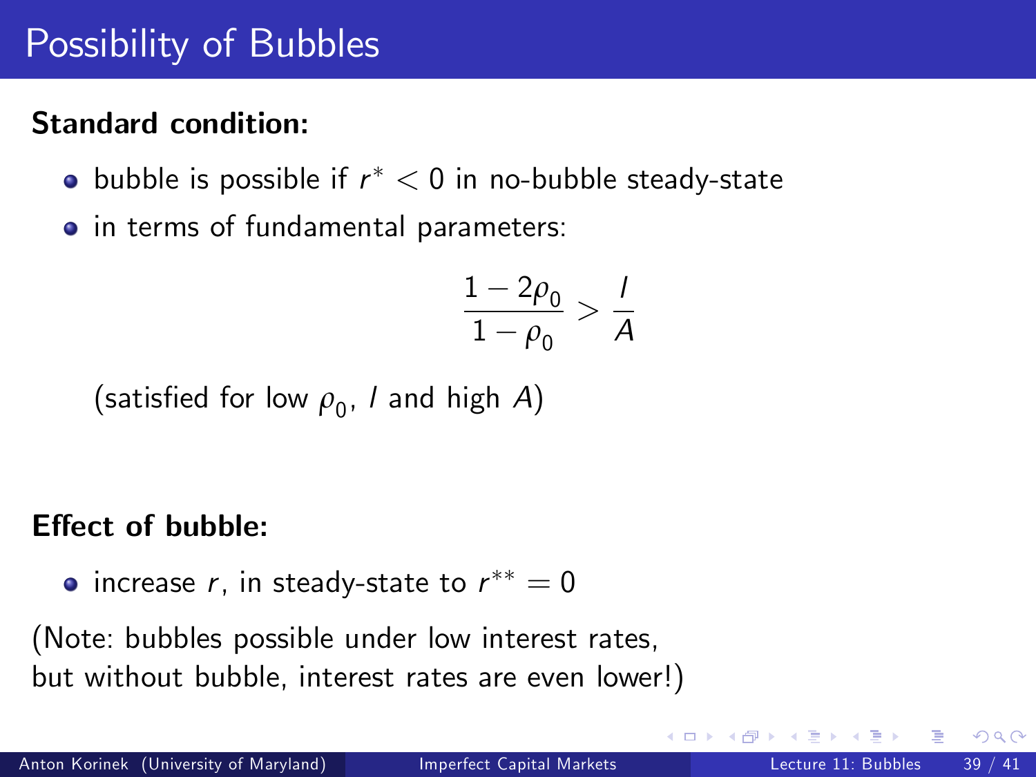# Possibility of Bubbles

**Standard condition:**

- bubble is possible if $r^* < 0$ in no-bubble steady-state
- in terms of fundamental parameters:

$$\frac{1-2\rho_0}{1-\rho_0} > \frac{I}{A}$$

(satisfied for low $\rho_0$, $I$ and high $A$)

**Effect of bubble:**

- increase $r$, in steady-state to $r^{**} = 0$

(Note: bubbles possible under low interest rates,
but without bubble, interest rates are even lower!)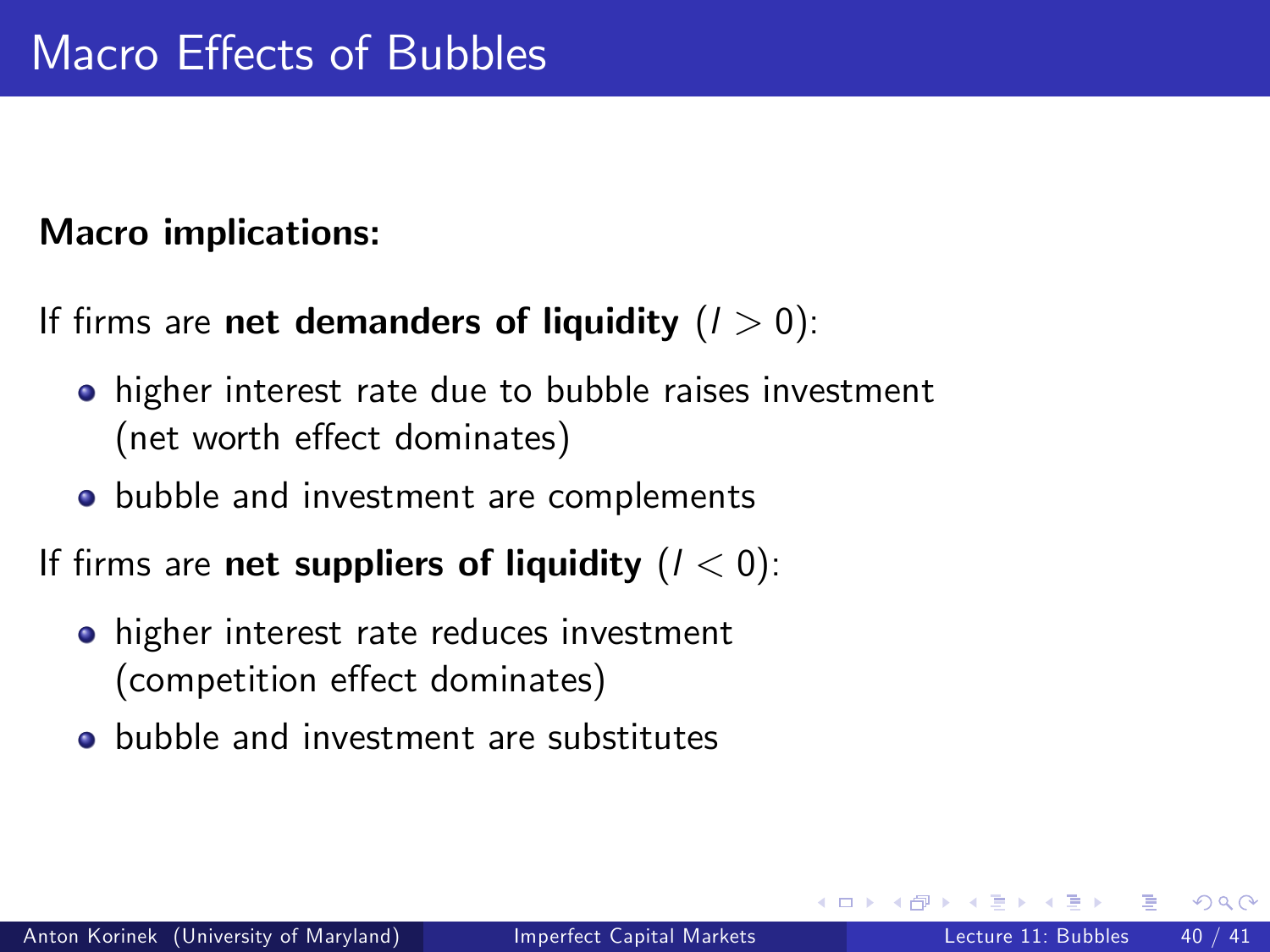# Macro Effects of Bubbles

**Macro implications:**

If firms are **net demanders of liquidity** ($l > 0$):

- higher interest rate due to bubble raises investment (net worth effect dominates)
- bubble and investment are complements

If firms are **net suppliers of liquidity** ($l < 0$):

- higher interest rate reduces investment (competition effect dominates)
- bubble and investment are substitutes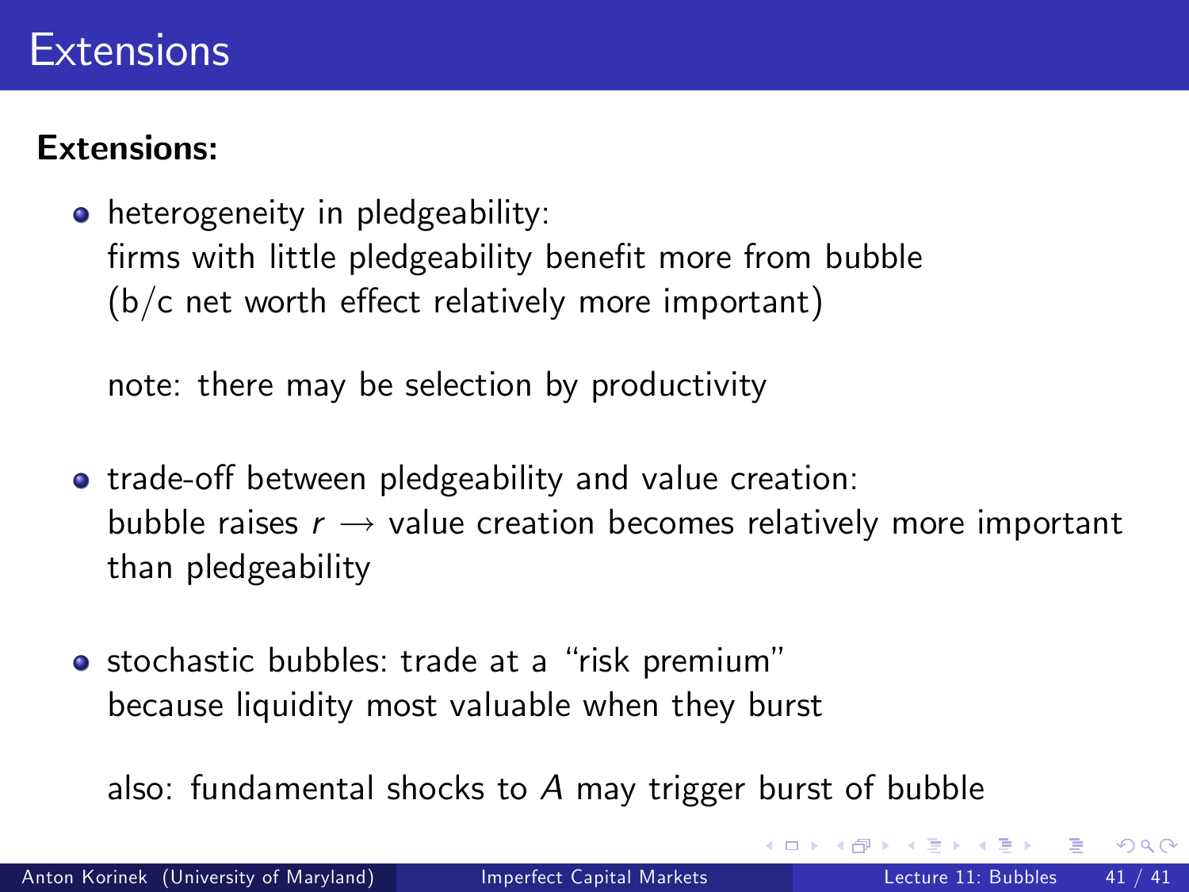# Extensions

**Extensions:**

- heterogeneity in pledgeability:
  firms with little pledgeability benefit more from bubble
  (b/c net worth effect relatively more important)

  note: there may be selection by productivity

- trade-off between pledgeability and value creation:
  bubble raises $r \longrightarrow$ value creation becomes relatively more important than pledgeability

- stochastic bubbles: trade at a "risk premium"
  because liquidity most valuable when they burst

  also: fundamental shocks to $A$ may trigger burst of bubble